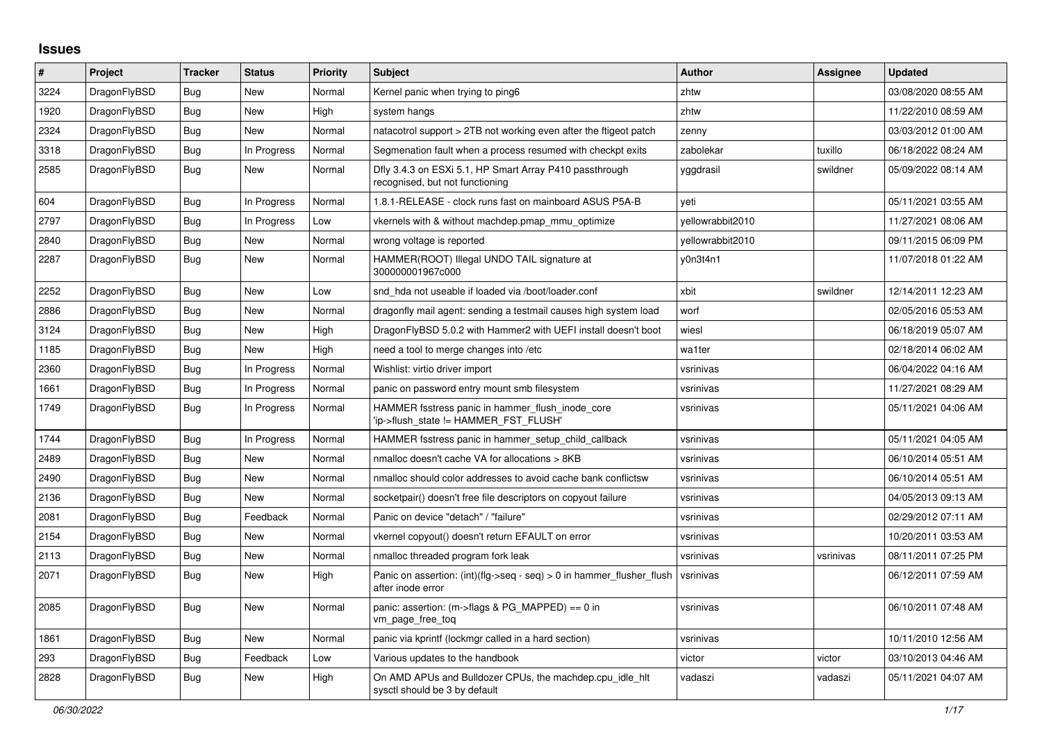## Issues

| # | Project | Tracker | Status | Priority | Subject | Author | Assignee | Updated |
|---|---|---|---|---|---|---|---|---|
| 3224 | DragonFlyBSD | Bug | New | Normal | Kernel panic when trying to ping6 | zhtw | | 03/08/2020 08:55 AM |
| 1920 | DragonFlyBSD | Bug | New | High | system hangs | zhtw | | 11/22/2010 08:59 AM |
| 2324 | DragonFlyBSD | Bug | New | Normal | natacotrol support > 2TB not working even after the ftigeot patch | zenny | | 03/03/2012 01:00 AM |
| 3318 | DragonFlyBSD | Bug | In Progress | Normal | Segmenation fault when a process resumed with checkpt exits | zabolekar | tuxillo | 06/18/2022 08:24 AM |
| 2585 | DragonFlyBSD | Bug | New | Normal | Dfly 3.4.3 on ESXi 5.1, HP Smart Array P410 passthrough recognised, but not functioning | yggdrasil | swildner | 05/09/2022 08:14 AM |
| 604 | DragonFlyBSD | Bug | In Progress | Normal | 1.8.1-RELEASE - clock runs fast on mainboard ASUS P5A-B | yeti | | 05/11/2021 03:55 AM |
| 2797 | DragonFlyBSD | Bug | In Progress | Low | vkernels with & without machdep.pmap_mmu_optimize | yellowrabbit2010 | | 11/27/2021 08:06 AM |
| 2840 | DragonFlyBSD | Bug | New | Normal | wrong voltage is reported | yellowrabbit2010 | | 09/11/2015 06:09 PM |
| 2287 | DragonFlyBSD | Bug | New | Normal | HAMMER(ROOT) Illegal UNDO TAIL signature at 300000001967c000 | y0n3t4n1 | | 11/07/2018 01:22 AM |
| 2252 | DragonFlyBSD | Bug | New | Low | snd_hda not useable if loaded via /boot/loader.conf | xbit | swildner | 12/14/2011 12:23 AM |
| 2886 | DragonFlyBSD | Bug | New | Normal | dragonfly mail agent: sending a testmail causes high system load | worf | | 02/05/2016 05:53 AM |
| 3124 | DragonFlyBSD | Bug | New | High | DragonFlyBSD 5.0.2 with Hammer2 with UEFI install doesn't boot | wiesl | | 06/18/2019 05:07 AM |
| 1185 | DragonFlyBSD | Bug | New | High | need a tool to merge changes into /etc | wa1ter | | 02/18/2014 06:02 AM |
| 2360 | DragonFlyBSD | Bug | In Progress | Normal | Wishlist: virtio driver import | vsrinivas | | 06/04/2022 04:16 AM |
| 1661 | DragonFlyBSD | Bug | In Progress | Normal | panic on password entry mount smb filesystem | vsrinivas | | 11/27/2021 08:29 AM |
| 1749 | DragonFlyBSD | Bug | In Progress | Normal | HAMMER fsstress panic in hammer_flush_inode_core 'ip->flush_state != HAMMER_FST_FLUSH' | vsrinivas | | 05/11/2021 04:06 AM |
| 1744 | DragonFlyBSD | Bug | In Progress | Normal | HAMMER fsstress panic in hammer_setup_child_callback | vsrinivas | | 05/11/2021 04:05 AM |
| 2489 | DragonFlyBSD | Bug | New | Normal | nmalloc doesn't cache VA for allocations > 8KB | vsrinivas | | 06/10/2014 05:51 AM |
| 2490 | DragonFlyBSD | Bug | New | Normal | nmalloc should color addresses to avoid cache bank conflictsw | vsrinivas | | 06/10/2014 05:51 AM |
| 2136 | DragonFlyBSD | Bug | New | Normal | socketpair() doesn't free file descriptors on copyout failure | vsrinivas | | 04/05/2013 09:13 AM |
| 2081 | DragonFlyBSD | Bug | Feedback | Normal | Panic on device "detach" / "failure" | vsrinivas | | 02/29/2012 07:11 AM |
| 2154 | DragonFlyBSD | Bug | New | Normal | vkernel copyout() doesn't return EFAULT on error | vsrinivas | | 10/20/2011 03:53 AM |
| 2113 | DragonFlyBSD | Bug | New | Normal | nmalloc threaded program fork leak | vsrinivas | vsrinivas | 08/11/2011 07:25 PM |
| 2071 | DragonFlyBSD | Bug | New | High | Panic on assertion: (int)(flg->seq - seq) > 0 in hammer_flusher_flush after inode error | vsrinivas | | 06/12/2011 07:59 AM |
| 2085 | DragonFlyBSD | Bug | New | Normal | panic: assertion: (m->flags & PG_MAPPED) == 0 in vm_page_free_toq | vsrinivas | | 06/10/2011 07:48 AM |
| 1861 | DragonFlyBSD | Bug | New | Normal | panic via kprintf (lockmgr called in a hard section) | vsrinivas | | 10/11/2010 12:56 AM |
| 293 | DragonFlyBSD | Bug | Feedback | Low | Various updates to the handbook | victor | victor | 03/10/2013 04:46 AM |
| 2828 | DragonFlyBSD | Bug | New | High | On AMD APUs and Bulldozer CPUs, the machdep.cpu_idle_hlt sysctl should be 3 by default | vadaszi | vadaszi | 05/11/2021 04:07 AM |

*06/30/2022*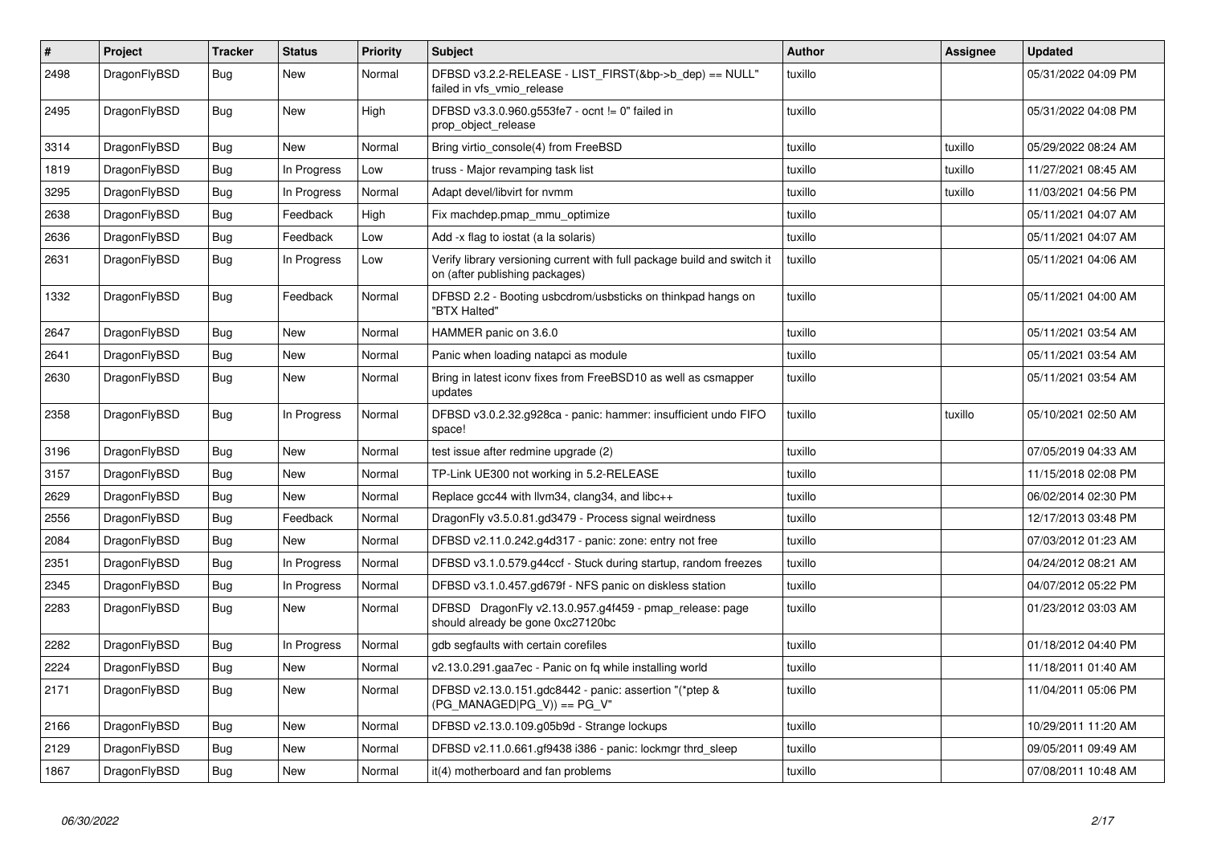| # | Project | Tracker | Status | Priority | Subject | Author | Assignee | Updated |
|---|---|---|---|---|---|---|---|---|
| 2498 | DragonFlyBSD | Bug | New | Normal | DFBSD v3.2.2-RELEASE - LIST_FIRST(&bp->b_dep) == NULL" failed in vfs_vmio_release | tuxillo | | 05/31/2022 04:09 PM |
| 2495 | DragonFlyBSD | Bug | New | High | DFBSD v3.3.0.960.g553fe7 - ocnt != 0" failed in prop_object_release | tuxillo | | 05/31/2022 04:08 PM |
| 3314 | DragonFlyBSD | Bug | New | Normal | Bring virtio_console(4) from FreeBSD | tuxillo | tuxillo | 05/29/2022 08:24 AM |
| 1819 | DragonFlyBSD | Bug | In Progress | Low | truss - Major revamping task list | tuxillo | tuxillo | 11/27/2021 08:45 AM |
| 3295 | DragonFlyBSD | Bug | In Progress | Normal | Adapt devel/libvirt for nvmm | tuxillo | tuxillo | 11/03/2021 04:56 PM |
| 2638 | DragonFlyBSD | Bug | Feedback | High | Fix machdep.pmap_mmu_optimize | tuxillo | | 05/11/2021 04:07 AM |
| 2636 | DragonFlyBSD | Bug | Feedback | Low | Add -x flag to iostat (a la solaris) | tuxillo | | 05/11/2021 04:07 AM |
| 2631 | DragonFlyBSD | Bug | In Progress | Low | Verify library versioning current with full package build and switch it on (after publishing packages) | tuxillo | | 05/11/2021 04:06 AM |
| 1332 | DragonFlyBSD | Bug | Feedback | Normal | DFBSD 2.2 - Booting usbcdrom/usbsticks on thinkpad hangs on "BTX Halted" | tuxillo | | 05/11/2021 04:00 AM |
| 2647 | DragonFlyBSD | Bug | New | Normal | HAMMER panic on 3.6.0 | tuxillo | | 05/11/2021 03:54 AM |
| 2641 | DragonFlyBSD | Bug | New | Normal | Panic when loading natapci as module | tuxillo | | 05/11/2021 03:54 AM |
| 2630 | DragonFlyBSD | Bug | New | Normal | Bring in latest iconv fixes from FreeBSD10 as well as csmapper updates | tuxillo | | 05/11/2021 03:54 AM |
| 2358 | DragonFlyBSD | Bug | In Progress | Normal | DFBSD v3.0.2.32.g928ca - panic: hammer: insufficient undo FIFO space! | tuxillo | tuxillo | 05/10/2021 02:50 AM |
| 3196 | DragonFlyBSD | Bug | New | Normal | test issue after redmine upgrade (2) | tuxillo | | 07/05/2019 04:33 AM |
| 3157 | DragonFlyBSD | Bug | New | Normal | TP-Link UE300 not working in 5.2-RELEASE | tuxillo | | 11/15/2018 02:08 PM |
| 2629 | DragonFlyBSD | Bug | New | Normal | Replace gcc44 with llvm34, clang34, and libc++ | tuxillo | | 06/02/2014 02:30 PM |
| 2556 | DragonFlyBSD | Bug | Feedback | Normal | DragonFly v3.5.0.81.gd3479 - Process signal weirdness | tuxillo | | 12/17/2013 03:48 PM |
| 2084 | DragonFlyBSD | Bug | New | Normal | DFBSD v2.11.0.242.g4d317 - panic: zone: entry not free | tuxillo | | 07/03/2012 01:23 AM |
| 2351 | DragonFlyBSD | Bug | In Progress | Normal | DFBSD v3.1.0.579.g44ccf - Stuck during startup, random freezes | tuxillo | | 04/24/2012 08:21 AM |
| 2345 | DragonFlyBSD | Bug | In Progress | Normal | DFBSD v3.1.0.457.gd679f - NFS panic on diskless station | tuxillo | | 04/07/2012 05:22 PM |
| 2283 | DragonFlyBSD | Bug | New | Normal | DFBSD DragonFly v2.13.0.957.g4f459 - pmap_release: page should already be gone 0xc27120bc | tuxillo | | 01/23/2012 03:03 AM |
| 2282 | DragonFlyBSD | Bug | In Progress | Normal | gdb segfaults with certain corefiles | tuxillo | | 01/18/2012 04:40 PM |
| 2224 | DragonFlyBSD | Bug | New | Normal | v2.13.0.291.gaa7ec - Panic on fq while installing world | tuxillo | | 11/18/2011 01:40 AM |
| 2171 | DragonFlyBSD | Bug | New | Normal | DFBSD v2.13.0.151.gdc8442 - panic: assertion "(*ptep & (PG_MANAGED\|PG_V)) == PG_V" | tuxillo | | 11/04/2011 05:06 PM |
| 2166 | DragonFlyBSD | Bug | New | Normal | DFBSD v2.13.0.109.g05b9d - Strange lockups | tuxillo | | 10/29/2011 11:20 AM |
| 2129 | DragonFlyBSD | Bug | New | Normal | DFBSD v2.11.0.661.gf9438 i386 - panic: lockmgr thrd_sleep | tuxillo | | 09/05/2011 09:49 AM |
| 1867 | DragonFlyBSD | Bug | New | Normal | it(4) motherboard and fan problems | tuxillo | | 07/08/2011 10:48 AM |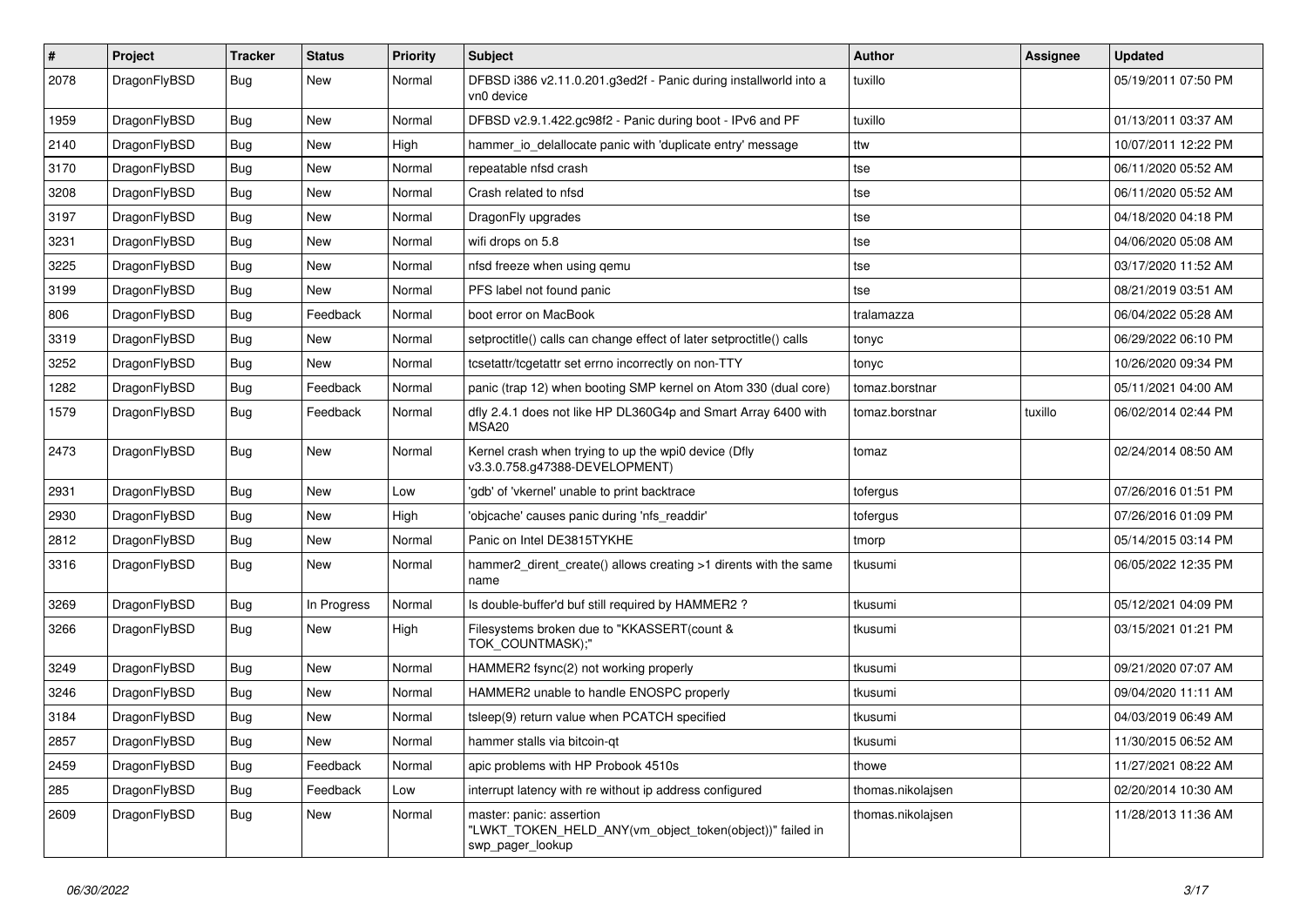| # | Project | Tracker | Status | Priority | Subject | Author | Assignee | Updated |
|---|---|---|---|---|---|---|---|---|
| 2078 | DragonFlyBSD | Bug | New | Normal | DFBSD i386 v2.11.0.201.g3ed2f - Panic during installworld into a vn0 device | tuxillo | | 05/19/2011 07:50 PM |
| 1959 | DragonFlyBSD | Bug | New | Normal | DFBSD v2.9.1.422.gc98f2 - Panic during boot - IPv6 and PF | tuxillo | | 01/13/2011 03:37 AM |
| 2140 | DragonFlyBSD | Bug | New | High | hammer_io_delallocate panic with 'duplicate entry' message | ttw | | 10/07/2011 12:22 PM |
| 3170 | DragonFlyBSD | Bug | New | Normal | repeatable nfsd crash | tse | | 06/11/2020 05:52 AM |
| 3208 | DragonFlyBSD | Bug | New | Normal | Crash related to nfsd | tse | | 06/11/2020 05:52 AM |
| 3197 | DragonFlyBSD | Bug | New | Normal | DragonFly upgrades | tse | | 04/18/2020 04:18 PM |
| 3231 | DragonFlyBSD | Bug | New | Normal | wifi drops on 5.8 | tse | | 04/06/2020 05:08 AM |
| 3225 | DragonFlyBSD | Bug | New | Normal | nfsd freeze when using qemu | tse | | 03/17/2020 11:52 AM |
| 3199 | DragonFlyBSD | Bug | New | Normal | PFS label not found panic | tse | | 08/21/2019 03:51 AM |
| 806 | DragonFlyBSD | Bug | Feedback | Normal | boot error on MacBook | tralamazza | | 06/04/2022 05:28 AM |
| 3319 | DragonFlyBSD | Bug | New | Normal | setproctitle() calls can change effect of later setproctitle() calls | tonyc | | 06/29/2022 06:10 PM |
| 3252 | DragonFlyBSD | Bug | New | Normal | tcsetattr/tcgetattr set errno incorrectly on non-TTY | tonyc | | 10/26/2020 09:34 PM |
| 1282 | DragonFlyBSD | Bug | Feedback | Normal | panic (trap 12) when booting SMP kernel on Atom 330 (dual core) | tomaz.borstnar | | 05/11/2021 04:00 AM |
| 1579 | DragonFlyBSD | Bug | Feedback | Normal | dfly 2.4.1 does not like HP DL360G4p and Smart Array 6400 with MSA20 | tomaz.borstnar | tuxillo | 06/02/2014 02:44 PM |
| 2473 | DragonFlyBSD | Bug | New | Normal | Kernel crash when trying to up the wpi0 device (Dfly v3.3.0.758.g47388-DEVELOPMENT) | tomaz | | 02/24/2014 08:50 AM |
| 2931 | DragonFlyBSD | Bug | New | Low | 'gdb' of 'vkernel' unable to print backtrace | tofergus | | 07/26/2016 01:51 PM |
| 2930 | DragonFlyBSD | Bug | New | High | 'objcache' causes panic during 'nfs_readdir' | tofergus | | 07/26/2016 01:09 PM |
| 2812 | DragonFlyBSD | Bug | New | Normal | Panic on Intel DE3815TYKHE | tmorp | | 05/14/2015 03:14 PM |
| 3316 | DragonFlyBSD | Bug | New | Normal | hammer2_dirent_create() allows creating >1 dirents with the same name | tkusumi | | 06/05/2022 12:35 PM |
| 3269 | DragonFlyBSD | Bug | In Progress | Normal | Is double-buffer'd buf still required by HAMMER2 ? | tkusumi | | 05/12/2021 04:09 PM |
| 3266 | DragonFlyBSD | Bug | New | High | Filesystems broken due to "KKASSERT(count & TOK_COUNTMASK);" | tkusumi | | 03/15/2021 01:21 PM |
| 3249 | DragonFlyBSD | Bug | New | Normal | HAMMER2 fsync(2) not working properly | tkusumi | | 09/21/2020 07:07 AM |
| 3246 | DragonFlyBSD | Bug | New | Normal | HAMMER2 unable to handle ENOSPC properly | tkusumi | | 09/04/2020 11:11 AM |
| 3184 | DragonFlyBSD | Bug | New | Normal | tsleep(9) return value when PCATCH specified | tkusumi | | 04/03/2019 06:49 AM |
| 2857 | DragonFlyBSD | Bug | New | Normal | hammer stalls via bitcoin-qt | tkusumi | | 11/30/2015 06:52 AM |
| 2459 | DragonFlyBSD | Bug | Feedback | Normal | apic problems with HP Probook 4510s | thowe | | 11/27/2021 08:22 AM |
| 285 | DragonFlyBSD | Bug | Feedback | Low | interrupt latency with re without ip address configured | thomas.nikolajsen | | 02/20/2014 10:30 AM |
| 2609 | DragonFlyBSD | Bug | New | Normal | master: panic: assertion "LWKT_TOKEN_HELD_ANY(vm_object_token(object))" failed in swp_pager_lookup | thomas.nikolajsen | | 11/28/2013 11:36 AM |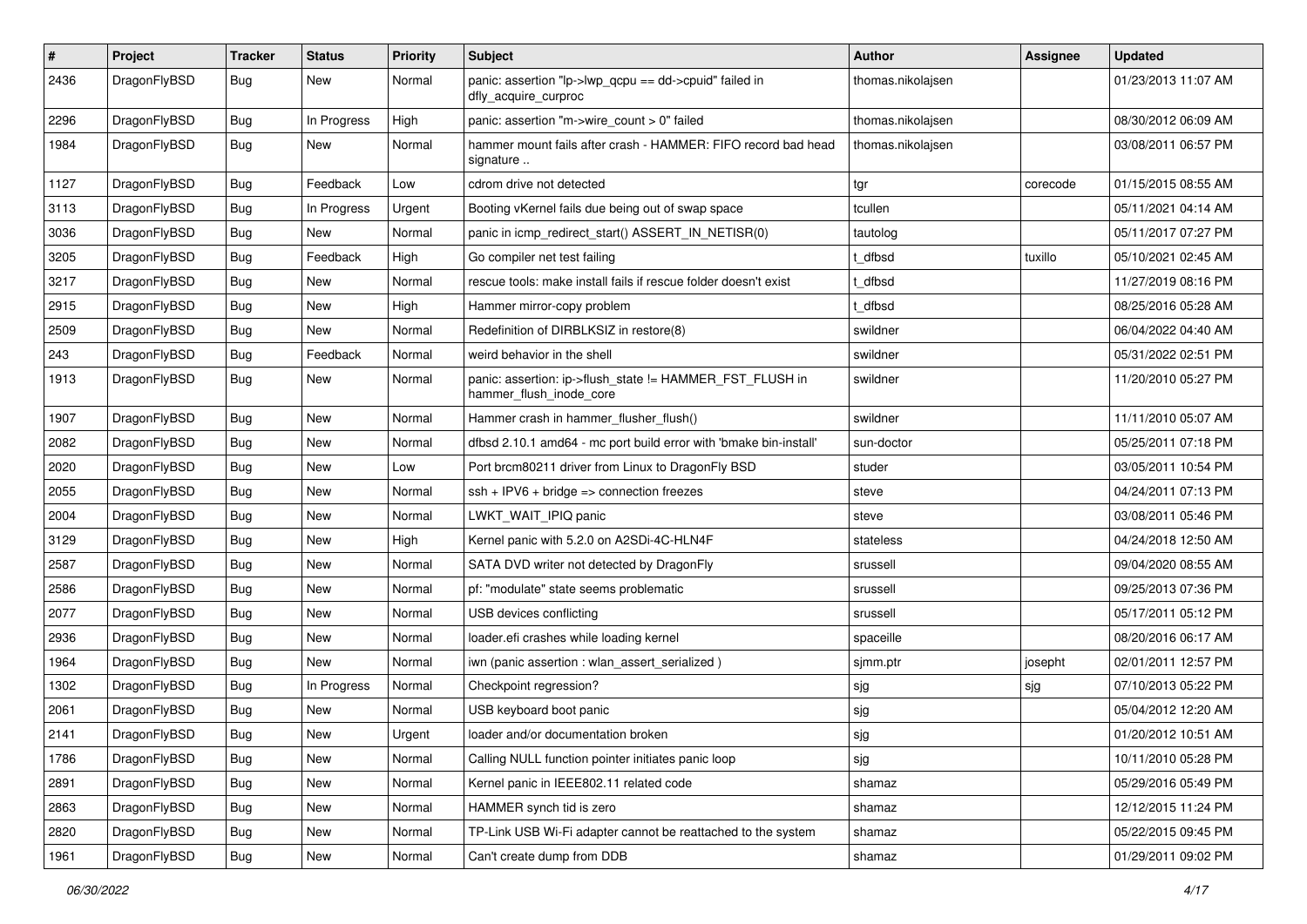| # | Project | Tracker | Status | Priority | Subject | Author | Assignee | Updated |
|---|---|---|---|---|---|---|---|---|
| 2436 | DragonFlyBSD | Bug | New | Normal | panic: assertion "lp->lwp_qcpu == dd->cpuid" failed in dfly_acquire_curproc | thomas.nikolajsen | | 01/23/2013 11:07 AM |
| 2296 | DragonFlyBSD | Bug | In Progress | High | panic: assertion "m->wire_count > 0" failed | thomas.nikolajsen | | 08/30/2012 06:09 AM |
| 1984 | DragonFlyBSD | Bug | New | Normal | hammer mount fails after crash - HAMMER: FIFO record bad head signature .. | thomas.nikolajsen | | 03/08/2011 06:57 PM |
| 1127 | DragonFlyBSD | Bug | Feedback | Low | cdrom drive not detected | tgr | corecode | 01/15/2015 08:55 AM |
| 3113 | DragonFlyBSD | Bug | In Progress | Urgent | Booting vKernel fails due being out of swap space | tcullen | | 05/11/2021 04:14 AM |
| 3036 | DragonFlyBSD | Bug | New | Normal | panic in icmp_redirect_start() ASSERT_IN_NETISR(0) | tautolog | | 05/11/2017 07:27 PM |
| 3205 | DragonFlyBSD | Bug | Feedback | High | Go compiler net test failing | t_dfbsd | tuxillo | 05/10/2021 02:45 AM |
| 3217 | DragonFlyBSD | Bug | New | Normal | rescue tools: make install fails if rescue folder doesn't exist | t_dfbsd | | 11/27/2019 08:16 PM |
| 2915 | DragonFlyBSD | Bug | New | High | Hammer mirror-copy problem | t_dfbsd | | 08/25/2016 05:28 AM |
| 2509 | DragonFlyBSD | Bug | New | Normal | Redefinition of DIRBLKSIZ in restore(8) | swildner | | 06/04/2022 04:40 AM |
| 243 | DragonFlyBSD | Bug | Feedback | Normal | weird behavior in the shell | swildner | | 05/31/2022 02:51 PM |
| 1913 | DragonFlyBSD | Bug | New | Normal | panic: assertion: ip->flush_state != HAMMER_FST_FLUSH in hammer_flush_inode_core | swildner | | 11/20/2010 05:27 PM |
| 1907 | DragonFlyBSD | Bug | New | Normal | Hammer crash in hammer_flusher_flush() | swildner | | 11/11/2010 05:07 AM |
| 2082 | DragonFlyBSD | Bug | New | Normal | dfbsd 2.10.1 amd64 - mc port build error with 'bmake bin-install' | sun-doctor | | 05/25/2011 07:18 PM |
| 2020 | DragonFlyBSD | Bug | New | Low | Port brcm80211 driver from Linux to DragonFly BSD | studer | | 03/05/2011 10:54 PM |
| 2055 | DragonFlyBSD | Bug | New | Normal | ssh + IPV6 + bridge => connection freezes | steve | | 04/24/2011 07:13 PM |
| 2004 | DragonFlyBSD | Bug | New | Normal | LWKT_WAIT_IPIQ panic | steve | | 03/08/2011 05:46 PM |
| 3129 | DragonFlyBSD | Bug | New | High | Kernel panic with 5.2.0 on A2SDi-4C-HLN4F | stateless | | 04/24/2018 12:50 AM |
| 2587 | DragonFlyBSD | Bug | New | Normal | SATA DVD writer not detected by DragonFly | srussell | | 09/04/2020 08:55 AM |
| 2586 | DragonFlyBSD | Bug | New | Normal | pf: "modulate" state seems problematic | srussell | | 09/25/2013 07:36 PM |
| 2077 | DragonFlyBSD | Bug | New | Normal | USB devices conflicting | srussell | | 05/17/2011 05:12 PM |
| 2936 | DragonFlyBSD | Bug | New | Normal | loader.efi crashes while loading kernel | spaceille | | 08/20/2016 06:17 AM |
| 1964 | DragonFlyBSD | Bug | New | Normal | iwn (panic assertion : wlan_assert_serialized ) | sjmm.ptr | josepht | 02/01/2011 12:57 PM |
| 1302 | DragonFlyBSD | Bug | In Progress | Normal | Checkpoint regression? | sjg | sjg | 07/10/2013 05:22 PM |
| 2061 | DragonFlyBSD | Bug | New | Normal | USB keyboard boot panic | sjg | | 05/04/2012 12:20 AM |
| 2141 | DragonFlyBSD | Bug | New | Urgent | loader and/or documentation broken | sjg | | 01/20/2012 10:51 AM |
| 1786 | DragonFlyBSD | Bug | New | Normal | Calling NULL function pointer initiates panic loop | sjg | | 10/11/2010 05:28 PM |
| 2891 | DragonFlyBSD | Bug | New | Normal | Kernel panic in IEEE802.11 related code | shamaz | | 05/29/2016 05:49 PM |
| 2863 | DragonFlyBSD | Bug | New | Normal | HAMMER synch tid is zero | shamaz | | 12/12/2015 11:24 PM |
| 2820 | DragonFlyBSD | Bug | New | Normal | TP-Link USB Wi-Fi adapter cannot be reattached to the system | shamaz | | 05/22/2015 09:45 PM |
| 1961 | DragonFlyBSD | Bug | New | Normal | Can't create dump from DDB | shamaz | | 01/29/2011 09:02 PM |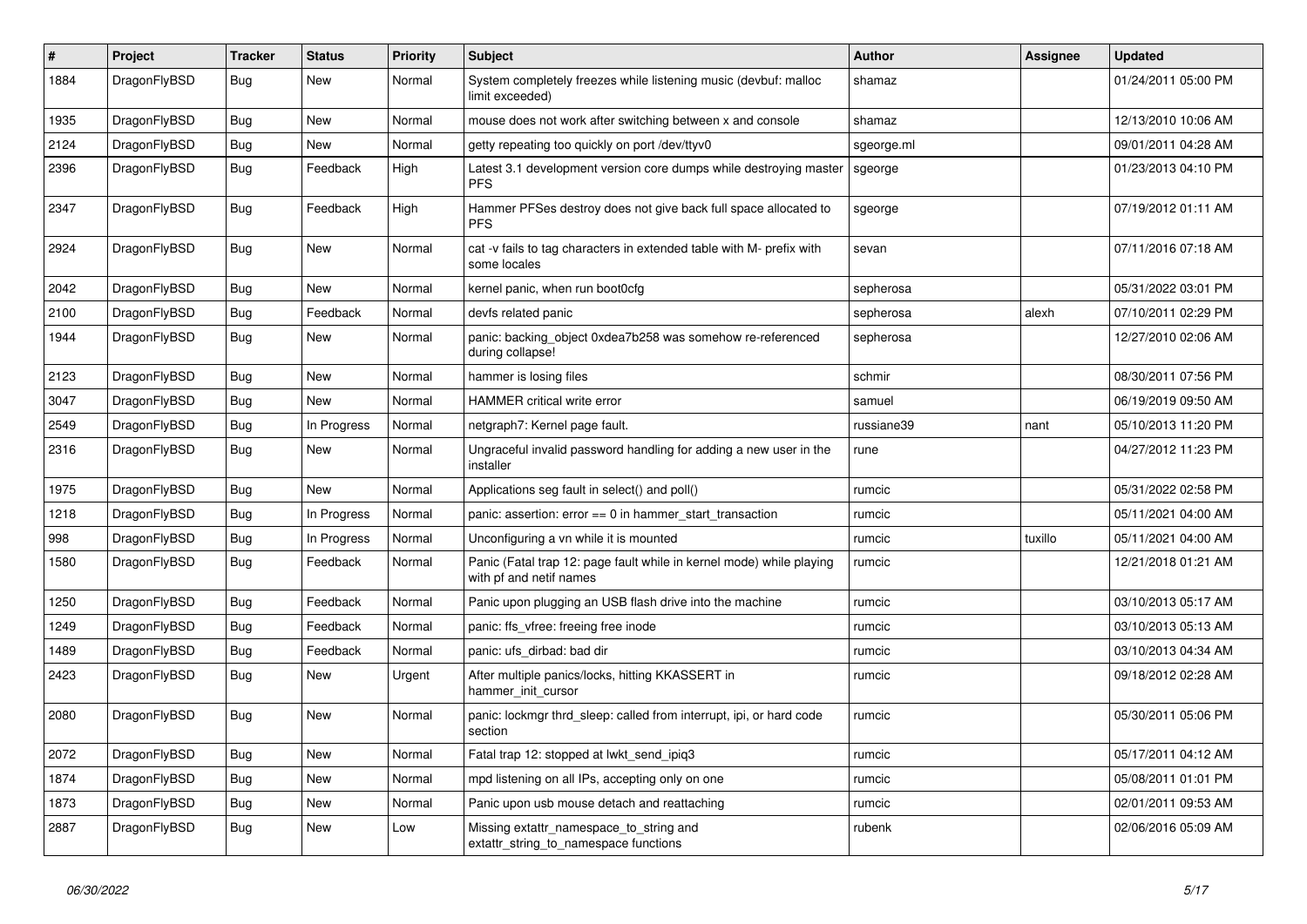| # | Project | Tracker | Status | Priority | Subject | Author | Assignee | Updated |
|---|---|---|---|---|---|---|---|---|
| 1884 | DragonFlyBSD | Bug | New | Normal | System completely freezes while listening music (devbuf: malloc limit exceeded) | shamaz | | 01/24/2011 05:00 PM |
| 1935 | DragonFlyBSD | Bug | New | Normal | mouse does not work after switching between x and console | shamaz | | 12/13/2010 10:06 AM |
| 2124 | DragonFlyBSD | Bug | New | Normal | getty repeating too quickly on port /dev/ttyv0 | sgeorge.ml | | 09/01/2011 04:28 AM |
| 2396 | DragonFlyBSD | Bug | Feedback | High | Latest 3.1 development version core dumps while destroying master PFS | sgeorge | | 01/23/2013 04:10 PM |
| 2347 | DragonFlyBSD | Bug | Feedback | High | Hammer PFSes destroy does not give back full space allocated to PFS | sgeorge | | 07/19/2012 01:11 AM |
| 2924 | DragonFlyBSD | Bug | New | Normal | cat -v fails to tag characters in extended table with M- prefix with some locales | sevan | | 07/11/2016 07:18 AM |
| 2042 | DragonFlyBSD | Bug | New | Normal | kernel panic, when run boot0cfg | sepherosa | | 05/31/2022 03:01 PM |
| 2100 | DragonFlyBSD | Bug | Feedback | Normal | devfs related panic | sepherosa | alexh | 07/10/2011 02:29 PM |
| 1944 | DragonFlyBSD | Bug | New | Normal | panic: backing_object 0xdea7b258 was somehow re-referenced during collapse! | sepherosa | | 12/27/2010 02:06 AM |
| 2123 | DragonFlyBSD | Bug | New | Normal | hammer is losing files | schmir | | 08/30/2011 07:56 PM |
| 3047 | DragonFlyBSD | Bug | New | Normal | HAMMER critical write error | samuel | | 06/19/2019 09:50 AM |
| 2549 | DragonFlyBSD | Bug | In Progress | Normal | netgraph7: Kernel page fault. | russiane39 | nant | 05/10/2013 11:20 PM |
| 2316 | DragonFlyBSD | Bug | New | Normal | Ungraceful invalid password handling for adding a new user in the installer | rune | | 04/27/2012 11:23 PM |
| 1975 | DragonFlyBSD | Bug | New | Normal | Applications seg fault in select() and poll() | rumcic | | 05/31/2022 02:58 PM |
| 1218 | DragonFlyBSD | Bug | In Progress | Normal | panic: assertion: error == 0 in hammer_start_transaction | rumcic | | 05/11/2021 04:00 AM |
| 998 | DragonFlyBSD | Bug | In Progress | Normal | Unconfiguring a vn while it is mounted | rumcic | tuxillo | 05/11/2021 04:00 AM |
| 1580 | DragonFlyBSD | Bug | Feedback | Normal | Panic (Fatal trap 12: page fault while in kernel mode) while playing with pf and netif names | rumcic | | 12/21/2018 01:21 AM |
| 1250 | DragonFlyBSD | Bug | Feedback | Normal | Panic upon plugging an USB flash drive into the machine | rumcic | | 03/10/2013 05:17 AM |
| 1249 | DragonFlyBSD | Bug | Feedback | Normal | panic: ffs_vfree: freeing free inode | rumcic | | 03/10/2013 05:13 AM |
| 1489 | DragonFlyBSD | Bug | Feedback | Normal | panic: ufs_dirbad: bad dir | rumcic | | 03/10/2013 04:34 AM |
| 2423 | DragonFlyBSD | Bug | New | Urgent | After multiple panics/locks, hitting KKASSERT in hammer_init_cursor | rumcic | | 09/18/2012 02:28 AM |
| 2080 | DragonFlyBSD | Bug | New | Normal | panic: lockmgr thrd_sleep: called from interrupt, ipi, or hard code section | rumcic | | 05/30/2011 05:06 PM |
| 2072 | DragonFlyBSD | Bug | New | Normal | Fatal trap 12: stopped at lwkt_send_ipiq3 | rumcic | | 05/17/2011 04:12 AM |
| 1874 | DragonFlyBSD | Bug | New | Normal | mpd listening on all IPs, accepting only on one | rumcic | | 05/08/2011 01:01 PM |
| 1873 | DragonFlyBSD | Bug | New | Normal | Panic upon usb mouse detach and reattaching | rumcic | | 02/01/2011 09:53 AM |
| 2887 | DragonFlyBSD | Bug | New | Low | Missing extattr_namespace_to_string and extattr_string_to_namespace functions | rubenk | | 02/06/2016 05:09 AM |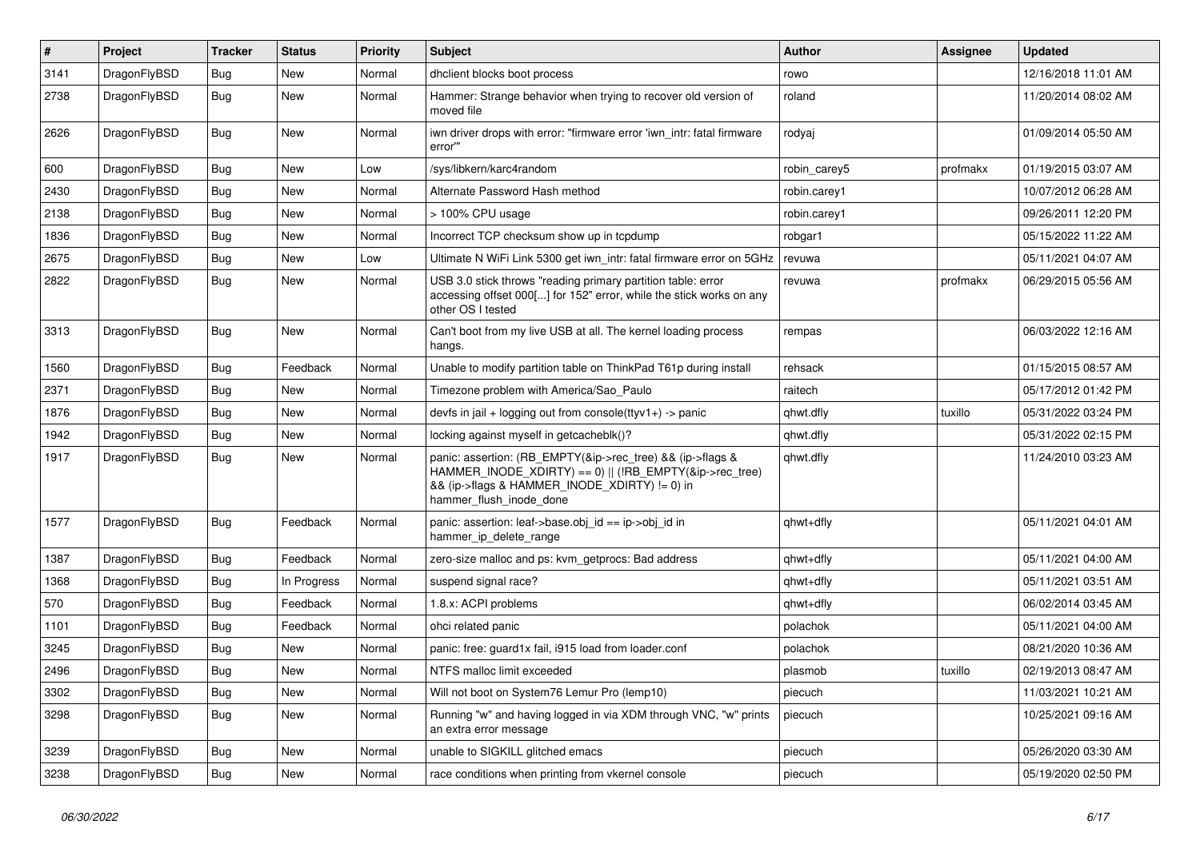| # | Project | Tracker | Status | Priority | Subject | Author | Assignee | Updated |
|---|---|---|---|---|---|---|---|---|
| 3141 | DragonFlyBSD | Bug | New | Normal | dhclient blocks boot process | rowo | | 12/16/2018 11:01 AM |
| 2738 | DragonFlyBSD | Bug | New | Normal | Hammer: Strange behavior when trying to recover old version of moved file | roland | | 11/20/2014 08:02 AM |
| 2626 | DragonFlyBSD | Bug | New | Normal | iwn driver drops with error: "firmware error 'iwn_intr: fatal firmware error'" | rodyaj | | 01/09/2014 05:50 AM |
| 600 | DragonFlyBSD | Bug | New | Low | /sys/libkern/karc4random | robin_carey5 | profmakx | 01/19/2015 03:07 AM |
| 2430 | DragonFlyBSD | Bug | New | Normal | Alternate Password Hash method | robin.carey1 | | 10/07/2012 06:28 AM |
| 2138 | DragonFlyBSD | Bug | New | Normal | > 100% CPU usage | robin.carey1 | | 09/26/2011 12:20 PM |
| 1836 | DragonFlyBSD | Bug | New | Normal | Incorrect TCP checksum show up in tcpdump | robgar1 | | 05/15/2022 11:22 AM |
| 2675 | DragonFlyBSD | Bug | New | Low | Ultimate N WiFi Link 5300 get iwn_intr: fatal firmware error on 5GHz | revuwa | | 05/11/2021 04:07 AM |
| 2822 | DragonFlyBSD | Bug | New | Normal | USB 3.0 stick throws "reading primary partition table: error accessing offset 000[...] for 152" error, while the stick works on any other OS I tested | revuwa | profmakx | 06/29/2015 05:56 AM |
| 3313 | DragonFlyBSD | Bug | New | Normal | Can't boot from my live USB at all. The kernel loading process hangs. | rempas | | 06/03/2022 12:16 AM |
| 1560 | DragonFlyBSD | Bug | Feedback | Normal | Unable to modify partition table on ThinkPad T61p during install | rehsack | | 01/15/2015 08:57 AM |
| 2371 | DragonFlyBSD | Bug | New | Normal | Timezone problem with America/Sao_Paulo | raitech | | 05/17/2012 01:42 PM |
| 1876 | DragonFlyBSD | Bug | New | Normal | devfs in jail + logging out from console(ttyv1+) -> panic | qhwt.dfly | tuxillo | 05/31/2022 03:24 PM |
| 1942 | DragonFlyBSD | Bug | New | Normal | locking against myself in getcacheblk()? | qhwt.dfly | | 05/31/2022 02:15 PM |
| 1917 | DragonFlyBSD | Bug | New | Normal | panic: assertion: (RB_EMPTY(&ip->rec_tree) && (ip->flags & HAMMER_INODE_XDIRTY) == 0) \|\| (!RB_EMPTY(&ip->rec_tree) && (ip->flags & HAMMER_INODE_XDIRTY) != 0) in hammer_flush_inode_done | qhwt.dfly | | 11/24/2010 03:23 AM |
| 1577 | DragonFlyBSD | Bug | Feedback | Normal | panic: assertion: leaf->base.obj_id == ip->obj_id in hammer_ip_delete_range | qhwt+dfly | | 05/11/2021 04:01 AM |
| 1387 | DragonFlyBSD | Bug | Feedback | Normal | zero-size malloc and ps: kvm_getprocs: Bad address | qhwt+dfly | | 05/11/2021 04:00 AM |
| 1368 | DragonFlyBSD | Bug | In Progress | Normal | suspend signal race? | qhwt+dfly | | 05/11/2021 03:51 AM |
| 570 | DragonFlyBSD | Bug | Feedback | Normal | 1.8.x: ACPI problems | qhwt+dfly | | 06/02/2014 03:45 AM |
| 1101 | DragonFlyBSD | Bug | Feedback | Normal | ohci related panic | polachok | | 05/11/2021 04:00 AM |
| 3245 | DragonFlyBSD | Bug | New | Normal | panic: free: guard1x fail, i915 load from loader.conf | polachok | | 08/21/2020 10:36 AM |
| 2496 | DragonFlyBSD | Bug | New | Normal | NTFS malloc limit exceeded | plasmob | tuxillo | 02/19/2013 08:47 AM |
| 3302 | DragonFlyBSD | Bug | New | Normal | Will not boot on System76 Lemur Pro (lemp10) | piecuch | | 11/03/2021 10:21 AM |
| 3298 | DragonFlyBSD | Bug | New | Normal | Running "w" and having logged in via XDM through VNC, "w" prints an extra error message | piecuch | | 10/25/2021 09:16 AM |
| 3239 | DragonFlyBSD | Bug | New | Normal | unable to SIGKILL glitched emacs | piecuch | | 05/26/2020 03:30 AM |
| 3238 | DragonFlyBSD | Bug | New | Normal | race conditions when printing from vkernel console | piecuch | | 05/19/2020 02:50 PM |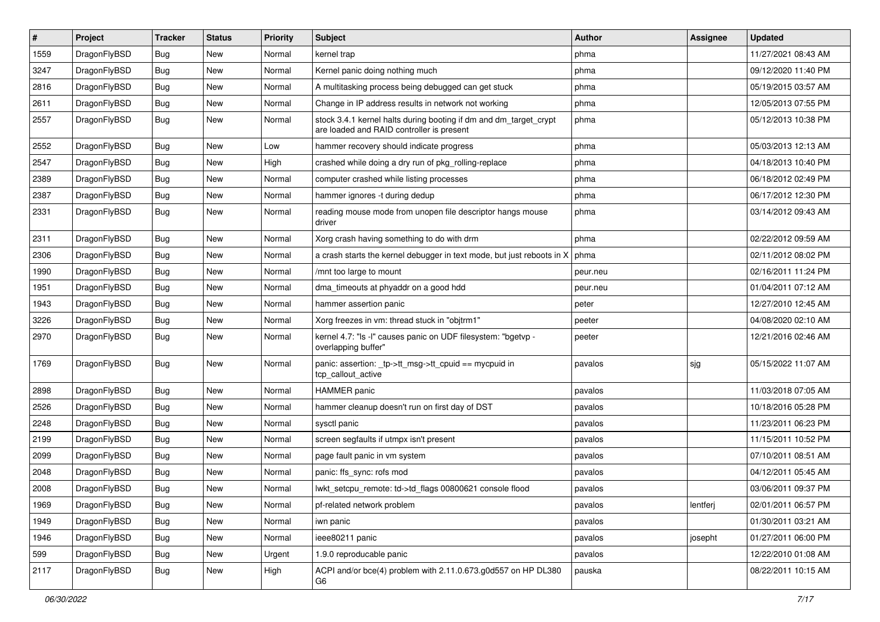| # | Project | Tracker | Status | Priority | Subject | Author | Assignee | Updated |
|---|---|---|---|---|---|---|---|---|
| 1559 | DragonFlyBSD | Bug | New | Normal | kernel trap | phma | | 11/27/2021 08:43 AM |
| 3247 | DragonFlyBSD | Bug | New | Normal | Kernel panic doing nothing much | phma | | 09/12/2020 11:40 PM |
| 2816 | DragonFlyBSD | Bug | New | Normal | A multitasking process being debugged can get stuck | phma | | 05/19/2015 03:57 AM |
| 2611 | DragonFlyBSD | Bug | New | Normal | Change in IP address results in network not working | phma | | 12/05/2013 07:55 PM |
| 2557 | DragonFlyBSD | Bug | New | Normal | stock 3.4.1 kernel halts during booting if dm and dm_target_crypt are loaded and RAID controller is present | phma | | 05/12/2013 10:38 PM |
| 2552 | DragonFlyBSD | Bug | New | Low | hammer recovery should indicate progress | phma | | 05/03/2013 12:13 AM |
| 2547 | DragonFlyBSD | Bug | New | High | crashed while doing a dry run of pkg_rolling-replace | phma | | 04/18/2013 10:40 PM |
| 2389 | DragonFlyBSD | Bug | New | Normal | computer crashed while listing processes | phma | | 06/18/2012 02:49 PM |
| 2387 | DragonFlyBSD | Bug | New | Normal | hammer ignores -t during dedup | phma | | 06/17/2012 12:30 PM |
| 2331 | DragonFlyBSD | Bug | New | Normal | reading mouse mode from unopen file descriptor hangs mouse driver | phma | | 03/14/2012 09:43 AM |
| 2311 | DragonFlyBSD | Bug | New | Normal | Xorg crash having something to do with drm | phma | | 02/22/2012 09:59 AM |
| 2306 | DragonFlyBSD | Bug | New | Normal | a crash starts the kernel debugger in text mode, but just reboots in X | phma | | 02/11/2012 08:02 PM |
| 1990 | DragonFlyBSD | Bug | New | Normal | /mnt too large to mount | peur.neu | | 02/16/2011 11:24 PM |
| 1951 | DragonFlyBSD | Bug | New | Normal | dma_timeouts at phyaddr on a good hdd | peur.neu | | 01/04/2011 07:12 AM |
| 1943 | DragonFlyBSD | Bug | New | Normal | hammer assertion panic | peter | | 12/27/2010 12:45 AM |
| 3226 | DragonFlyBSD | Bug | New | Normal | Xorg freezes in vm: thread stuck in "objtrm1" | peeter | | 04/08/2020 02:10 AM |
| 2970 | DragonFlyBSD | Bug | New | Normal | kernel 4.7: "ls -l" causes panic on UDF filesystem: "bgetvp - overlapping buffer" | peeter | | 12/21/2016 02:46 AM |
| 1769 | DragonFlyBSD | Bug | New | Normal | panic: assertion: _tp->tt_msg->tt_cpuid == mycpuid in tcp_callout_active | pavalos | sjg | 05/15/2022 11:07 AM |
| 2898 | DragonFlyBSD | Bug | New | Normal | HAMMER panic | pavalos | | 11/03/2018 07:05 AM |
| 2526 | DragonFlyBSD | Bug | New | Normal | hammer cleanup doesn't run on first day of DST | pavalos | | 10/18/2016 05:28 PM |
| 2248 | DragonFlyBSD | Bug | New | Normal | sysctl panic | pavalos | | 11/23/2011 06:23 PM |
| 2199 | DragonFlyBSD | Bug | New | Normal | screen segfaults if utmpx isn't present | pavalos | | 11/15/2011 10:52 PM |
| 2099 | DragonFlyBSD | Bug | New | Normal | page fault panic in vm system | pavalos | | 07/10/2011 08:51 AM |
| 2048 | DragonFlyBSD | Bug | New | Normal | panic: ffs_sync: rofs mod | pavalos | | 04/12/2011 05:45 AM |
| 2008 | DragonFlyBSD | Bug | New | Normal | lwkt_setcpu_remote: td->td_flags 00800621 console flood | pavalos | | 03/06/2011 09:37 PM |
| 1969 | DragonFlyBSD | Bug | New | Normal | pf-related network problem | pavalos | lentferj | 02/01/2011 06:57 PM |
| 1949 | DragonFlyBSD | Bug | New | Normal | iwn panic | pavalos | | 01/30/2011 03:21 AM |
| 1946 | DragonFlyBSD | Bug | New | Normal | ieee80211 panic | pavalos | josepht | 01/27/2011 06:00 PM |
| 599 | DragonFlyBSD | Bug | New | Urgent | 1.9.0 reproducable panic | pavalos | | 12/22/2010 01:08 AM |
| 2117 | DragonFlyBSD | Bug | New | High | ACPI and/or bce(4) problem with 2.11.0.673.g0d557 on HP DL380 G6 | pauska | | 08/22/2011 10:15 AM |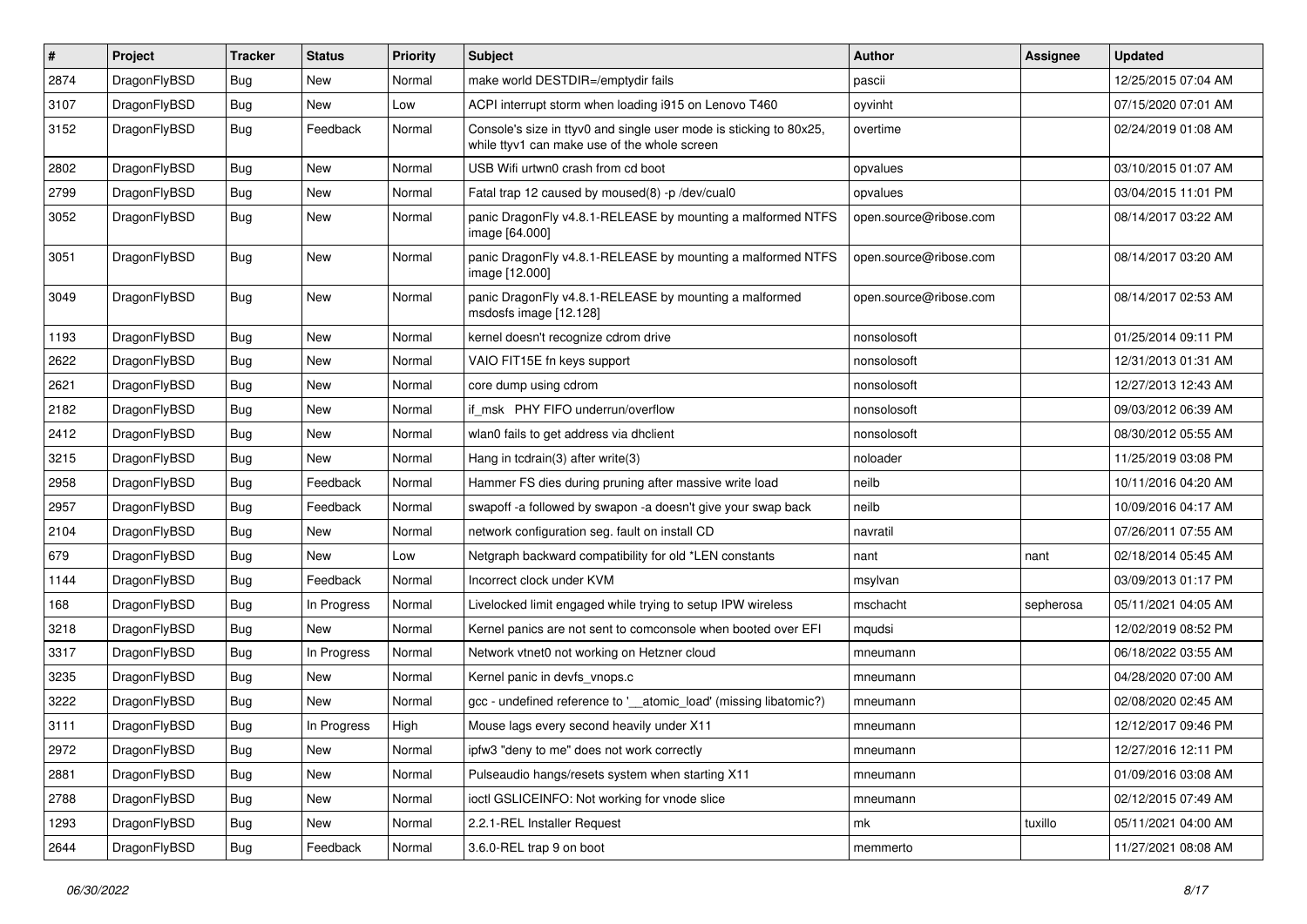| # | Project | Tracker | Status | Priority | Subject | Author | Assignee | Updated |
|---|---|---|---|---|---|---|---|---|
| 2874 | DragonFlyBSD | Bug | New | Normal | make world DESTDIR=/emptydir fails | pascii | | 12/25/2015 07:04 AM |
| 3107 | DragonFlyBSD | Bug | New | Low | ACPI interrupt storm when loading i915 on Lenovo T460 | oyvinht | | 07/15/2020 07:01 AM |
| 3152 | DragonFlyBSD | Bug | Feedback | Normal | Console's size in ttyv0 and single user mode is sticking to 80x25, while ttyv1 can make use of the whole screen | overtime | | 02/24/2019 01:08 AM |
| 2802 | DragonFlyBSD | Bug | New | Normal | USB Wifi urtwn0 crash from cd boot | opvalues | | 03/10/2015 01:07 AM |
| 2799 | DragonFlyBSD | Bug | New | Normal | Fatal trap 12 caused by moused(8) -p /dev/cual0 | opvalues | | 03/04/2015 11:01 PM |
| 3052 | DragonFlyBSD | Bug | New | Normal | panic DragonFly v4.8.1-RELEASE by mounting a malformed NTFS image [64.000] | open.source@ribose.com | | 08/14/2017 03:22 AM |
| 3051 | DragonFlyBSD | Bug | New | Normal | panic DragonFly v4.8.1-RELEASE by mounting a malformed NTFS image [12.000] | open.source@ribose.com | | 08/14/2017 03:20 AM |
| 3049 | DragonFlyBSD | Bug | New | Normal | panic DragonFly v4.8.1-RELEASE by mounting a malformed msdosfs image [12.128] | open.source@ribose.com | | 08/14/2017 02:53 AM |
| 1193 | DragonFlyBSD | Bug | New | Normal | kernel doesn't recognize cdrom drive | nonsolosoft | | 01/25/2014 09:11 PM |
| 2622 | DragonFlyBSD | Bug | New | Normal | VAIO FIT15E fn keys support | nonsolosoft | | 12/31/2013 01:31 AM |
| 2621 | DragonFlyBSD | Bug | New | Normal | core dump using cdrom | nonsolosoft | | 12/27/2013 12:43 AM |
| 2182 | DragonFlyBSD | Bug | New | Normal | if_msk PHY FIFO underrun/overflow | nonsolosoft | | 09/03/2012 06:39 AM |
| 2412 | DragonFlyBSD | Bug | New | Normal | wlan0 fails to get address via dhclient | nonsolosoft | | 08/30/2012 05:55 AM |
| 3215 | DragonFlyBSD | Bug | New | Normal | Hang in tcdrain(3) after write(3) | noloader | | 11/25/2019 03:08 PM |
| 2958 | DragonFlyBSD | Bug | Feedback | Normal | Hammer FS dies during pruning after massive write load | neilb | | 10/11/2016 04:20 AM |
| 2957 | DragonFlyBSD | Bug | Feedback | Normal | swapoff -a followed by swapon -a doesn't give your swap back | neilb | | 10/09/2016 04:17 AM |
| 2104 | DragonFlyBSD | Bug | New | Normal | network configuration seg. fault on install CD | navratil | | 07/26/2011 07:55 AM |
| 679 | DragonFlyBSD | Bug | New | Low | Netgraph backward compatibility for old *LEN constants | nant | nant | 02/18/2014 05:45 AM |
| 1144 | DragonFlyBSD | Bug | Feedback | Normal | Incorrect clock under KVM | msylvan | | 03/09/2013 01:17 PM |
| 168 | DragonFlyBSD | Bug | In Progress | Normal | Livelocked limit engaged while trying to setup IPW wireless | mschacht | sepherosa | 05/11/2021 04:05 AM |
| 3218 | DragonFlyBSD | Bug | New | Normal | Kernel panics are not sent to comconsole when booted over EFI | mqudsi | | 12/02/2019 08:52 PM |
| 3317 | DragonFlyBSD | Bug | In Progress | Normal | Network vtnet0 not working on Hetzner cloud | mneumann | | 06/18/2022 03:55 AM |
| 3235 | DragonFlyBSD | Bug | New | Normal | Kernel panic in devfs_vnops.c | mneumann | | 04/28/2020 07:00 AM |
| 3222 | DragonFlyBSD | Bug | New | Normal | gcc - undefined reference to '__atomic_load' (missing libatomic?) | mneumann | | 02/08/2020 02:45 AM |
| 3111 | DragonFlyBSD | Bug | In Progress | High | Mouse lags every second heavily under X11 | mneumann | | 12/12/2017 09:46 PM |
| 2972 | DragonFlyBSD | Bug | New | Normal | ipfw3 "deny to me" does not work correctly | mneumann | | 12/27/2016 12:11 PM |
| 2881 | DragonFlyBSD | Bug | New | Normal | Pulseaudio hangs/resets system when starting X11 | mneumann | | 01/09/2016 03:08 AM |
| 2788 | DragonFlyBSD | Bug | New | Normal | ioctl GSLICEINFO: Not working for vnode slice | mneumann | | 02/12/2015 07:49 AM |
| 1293 | DragonFlyBSD | Bug | New | Normal | 2.2.1-REL Installer Request | mk | tuxillo | 05/11/2021 04:00 AM |
| 2644 | DragonFlyBSD | Bug | Feedback | Normal | 3.6.0-REL trap 9 on boot | memmerto | | 11/27/2021 08:08 AM |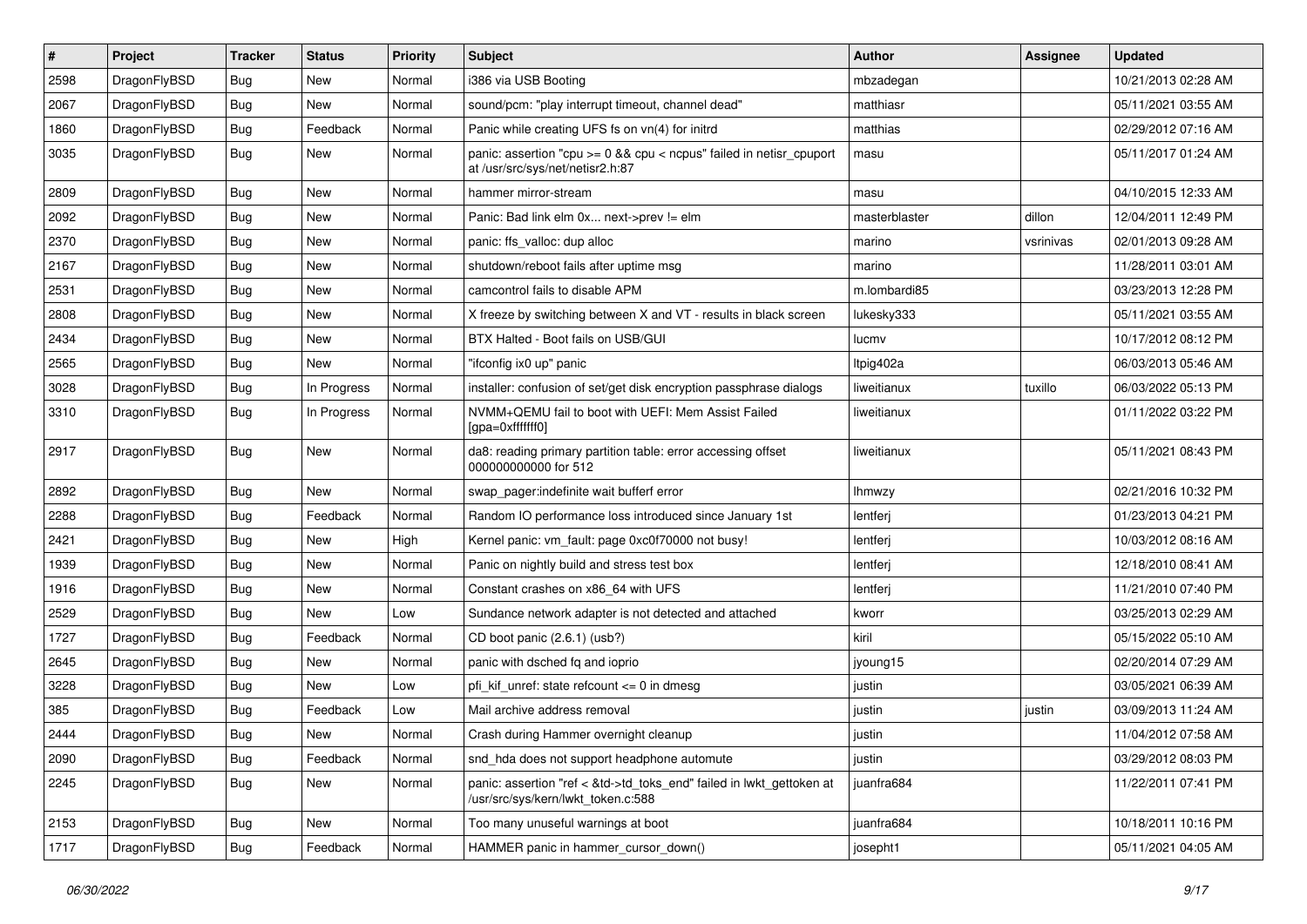| # | Project | Tracker | Status | Priority | Subject | Author | Assignee | Updated |
| --- | --- | --- | --- | --- | --- | --- | --- | --- |
| 2598 | DragonFlyBSD | Bug | New | Normal | i386 via USB Booting | mbzadegan | | 10/21/2013 02:28 AM |
| 2067 | DragonFlyBSD | Bug | New | Normal | sound/pcm: "play interrupt timeout, channel dead" | matthiasr | | 05/11/2021 03:55 AM |
| 1860 | DragonFlyBSD | Bug | Feedback | Normal | Panic while creating UFS fs on vn(4) for initrd | matthias | | 02/29/2012 07:16 AM |
| 3035 | DragonFlyBSD | Bug | New | Normal | panic: assertion "cpu >= 0 && cpu < ncpus" failed in netisr_cpuport at /usr/src/sys/net/netisr2.h:87 | masu | | 05/11/2017 01:24 AM |
| 2809 | DragonFlyBSD | Bug | New | Normal | hammer mirror-stream | masu | | 04/10/2015 12:33 AM |
| 2092 | DragonFlyBSD | Bug | New | Normal | Panic: Bad link elm 0x... next->prev != elm | masterblaster | dillon | 12/04/2011 12:49 PM |
| 2370 | DragonFlyBSD | Bug | New | Normal | panic: ffs_valloc: dup alloc | marino | vsrinivas | 02/01/2013 09:28 AM |
| 2167 | DragonFlyBSD | Bug | New | Normal | shutdown/reboot fails after uptime msg | marino | | 11/28/2011 03:01 AM |
| 2531 | DragonFlyBSD | Bug | New | Normal | camcontrol fails to disable APM | m.lombardi85 | | 03/23/2013 12:28 PM |
| 2808 | DragonFlyBSD | Bug | New | Normal | X freeze by switching between X and VT - results in black screen | lukesky333 | | 05/11/2021 03:55 AM |
| 2434 | DragonFlyBSD | Bug | New | Normal | BTX Halted - Boot fails on USB/GUI | lucmv | | 10/17/2012 08:12 PM |
| 2565 | DragonFlyBSD | Bug | New | Normal | "ifconfig ix0 up" panic | ltpig402a | | 06/03/2013 05:46 AM |
| 3028 | DragonFlyBSD | Bug | In Progress | Normal | installer: confusion of set/get disk encryption passphrase dialogs | liweitianux | tuxillo | 06/03/2022 05:13 PM |
| 3310 | DragonFlyBSD | Bug | In Progress | Normal | NVMM+QEMU fail to boot with UEFI: Mem Assist Failed [gpa=0xfffffff0] | liweitianux | | 01/11/2022 03:22 PM |
| 2917 | DragonFlyBSD | Bug | New | Normal | da8: reading primary partition table: error accessing offset 000000000000 for 512 | liweitianux | | 05/11/2021 08:43 PM |
| 2892 | DragonFlyBSD | Bug | New | Normal | swap_pager:indefinite wait bufferf error | lhmwzy | | 02/21/2016 10:32 PM |
| 2288 | DragonFlyBSD | Bug | Feedback | Normal | Random IO performance loss introduced since January 1st | lentferj | | 01/23/2013 04:21 PM |
| 2421 | DragonFlyBSD | Bug | New | High | Kernel panic: vm_fault: page 0xc0f70000 not busy! | lentferj | | 10/03/2012 08:16 AM |
| 1939 | DragonFlyBSD | Bug | New | Normal | Panic on nightly build and stress test box | lentferj | | 12/18/2010 08:41 AM |
| 1916 | DragonFlyBSD | Bug | New | Normal | Constant crashes on x86_64 with UFS | lentferj | | 11/21/2010 07:40 PM |
| 2529 | DragonFlyBSD | Bug | New | Low | Sundance network adapter is not detected and attached | kworr | | 03/25/2013 02:29 AM |
| 1727 | DragonFlyBSD | Bug | Feedback | Normal | CD boot panic (2.6.1) (usb?) | kiril | | 05/15/2022 05:10 AM |
| 2645 | DragonFlyBSD | Bug | New | Normal | panic with dsched fq and ioprio | jyoung15 | | 02/20/2014 07:29 AM |
| 3228 | DragonFlyBSD | Bug | New | Low | pfi_kif_unref: state refcount <= 0 in dmesg | justin | | 03/05/2021 06:39 AM |
| 385 | DragonFlyBSD | Bug | Feedback | Low | Mail archive address removal | justin | justin | 03/09/2013 11:24 AM |
| 2444 | DragonFlyBSD | Bug | New | Normal | Crash during Hammer overnight cleanup | justin | | 11/04/2012 07:58 AM |
| 2090 | DragonFlyBSD | Bug | Feedback | Normal | snd_hda does not support headphone automute | justin | | 03/29/2012 08:03 PM |
| 2245 | DragonFlyBSD | Bug | New | Normal | panic: assertion "ref < &td->td_toks_end" failed in lwkt_gettoken at /usr/src/sys/kern/lwkt_token.c:588 | juanfra684 | | 11/22/2011 07:41 PM |
| 2153 | DragonFlyBSD | Bug | New | Normal | Too many unuseful warnings at boot | juanfra684 | | 10/18/2011 10:16 PM |
| 1717 | DragonFlyBSD | Bug | Feedback | Normal | HAMMER panic in hammer_cursor_down() | josepht1 | | 05/11/2021 04:05 AM |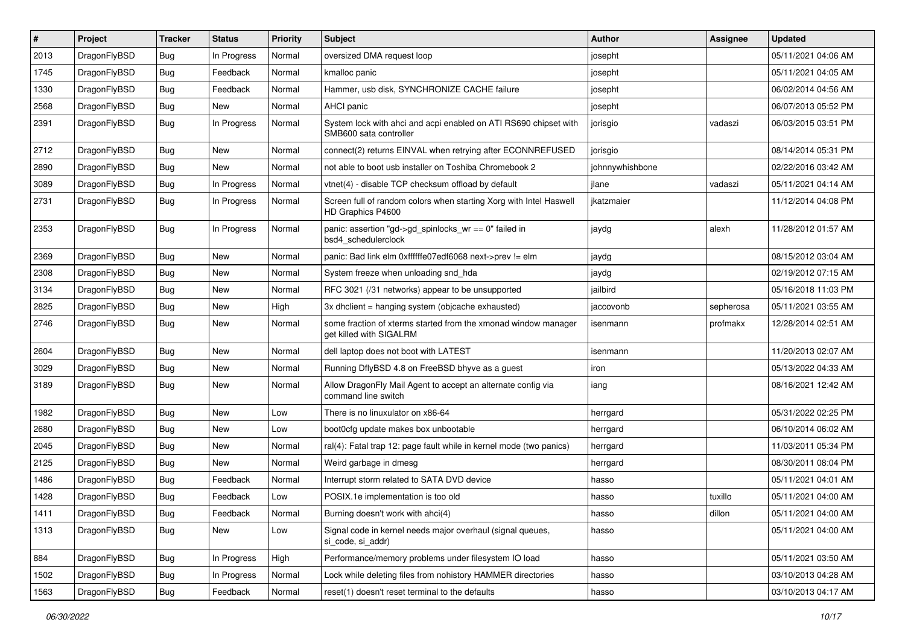| # | Project | Tracker | Status | Priority | Subject | Author | Assignee | Updated |
|---|---|---|---|---|---|---|---|---|
| 2013 | DragonFlyBSD | Bug | In Progress | Normal | oversized DMA request loop | josepht | | 05/11/2021 04:06 AM |
| 1745 | DragonFlyBSD | Bug | Feedback | Normal | kmalloc panic | josepht | | 05/11/2021 04:05 AM |
| 1330 | DragonFlyBSD | Bug | Feedback | Normal | Hammer, usb disk, SYNCHRONIZE CACHE failure | josepht | | 06/02/2014 04:56 AM |
| 2568 | DragonFlyBSD | Bug | New | Normal | AHCI panic | josepht | | 06/07/2013 05:52 PM |
| 2391 | DragonFlyBSD | Bug | In Progress | Normal | System lock with ahci and acpi enabled on ATI RS690 chipset with SMB600 sata controller | jorisgio | vadaszi | 06/03/2015 03:51 PM |
| 2712 | DragonFlyBSD | Bug | New | Normal | connect(2) returns EINVAL when retrying after ECONNREFUSED | jorisgio | | 08/14/2014 05:31 PM |
| 2890 | DragonFlyBSD | Bug | New | Normal | not able to boot usb installer on Toshiba Chromebook 2 | johnnywhishbone | | 02/22/2016 03:42 AM |
| 3089 | DragonFlyBSD | Bug | In Progress | Normal | vtnet(4) - disable TCP checksum offload by default | jlane | vadaszi | 05/11/2021 04:14 AM |
| 2731 | DragonFlyBSD | Bug | In Progress | Normal | Screen full of random colors when starting Xorg with Intel Haswell HD Graphics P4600 | jkatzmaier | | 11/12/2014 04:08 PM |
| 2353 | DragonFlyBSD | Bug | In Progress | Normal | panic: assertion "gd->gd_spinlocks_wr == 0" failed in bsd4_schedulerclock | jaydg | alexh | 11/28/2012 01:57 AM |
| 2369 | DragonFlyBSD | Bug | New | Normal | panic: Bad link elm 0xffffffe07edf6068 next->prev != elm | jaydg | | 08/15/2012 03:04 AM |
| 2308 | DragonFlyBSD | Bug | New | Normal | System freeze when unloading snd_hda | jaydg | | 02/19/2012 07:15 AM |
| 3134 | DragonFlyBSD | Bug | New | Normal | RFC 3021 (/31 networks) appear to be unsupported | jailbird | | 05/16/2018 11:03 PM |
| 2825 | DragonFlyBSD | Bug | New | High | 3x dhclient = hanging system (objcache exhausted) | jaccovonb | sepherosa | 05/11/2021 03:55 AM |
| 2746 | DragonFlyBSD | Bug | New | Normal | some fraction of xterms started from the xmonad window manager get killed with SIGALRM | isenmann | profmakx | 12/28/2014 02:51 AM |
| 2604 | DragonFlyBSD | Bug | New | Normal | dell laptop does not boot with LATEST | isenmann | | 11/20/2013 02:07 AM |
| 3029 | DragonFlyBSD | Bug | New | Normal | Running DflyBSD 4.8 on FreeBSD bhyve as a guest | iron | | 05/13/2022 04:33 AM |
| 3189 | DragonFlyBSD | Bug | New | Normal | Allow DragonFly Mail Agent to accept an alternate config via command line switch | iang | | 08/16/2021 12:42 AM |
| 1982 | DragonFlyBSD | Bug | New | Low | There is no linuxulator on x86-64 | herrgard | | 05/31/2022 02:25 PM |
| 2680 | DragonFlyBSD | Bug | New | Low | boot0cfg update makes box unbootable | herrgard | | 06/10/2014 06:02 AM |
| 2045 | DragonFlyBSD | Bug | New | Normal | ral(4): Fatal trap 12: page fault while in kernel mode (two panics) | herrgard | | 11/03/2011 05:34 PM |
| 2125 | DragonFlyBSD | Bug | New | Normal | Weird garbage in dmesg | herrgard | | 08/30/2011 08:04 PM |
| 1486 | DragonFlyBSD | Bug | Feedback | Normal | Interrupt storm related to SATA DVD device | hasso | | 05/11/2021 04:01 AM |
| 1428 | DragonFlyBSD | Bug | Feedback | Low | POSIX.1e implementation is too old | hasso | tuxillo | 05/11/2021 04:00 AM |
| 1411 | DragonFlyBSD | Bug | Feedback | Normal | Burning doesn't work with ahci(4) | hasso | dillon | 05/11/2021 04:00 AM |
| 1313 | DragonFlyBSD | Bug | New | Low | Signal code in kernel needs major overhaul (signal queues, si_code, si_addr) | hasso | | 05/11/2021 04:00 AM |
| 884 | DragonFlyBSD | Bug | In Progress | High | Performance/memory problems under filesystem IO load | hasso | | 05/11/2021 03:50 AM |
| 1502 | DragonFlyBSD | Bug | In Progress | Normal | Lock while deleting files from nohistory HAMMER directories | hasso | | 03/10/2013 04:28 AM |
| 1563 | DragonFlyBSD | Bug | Feedback | Normal | reset(1) doesn't reset terminal to the defaults | hasso | | 03/10/2013 04:17 AM |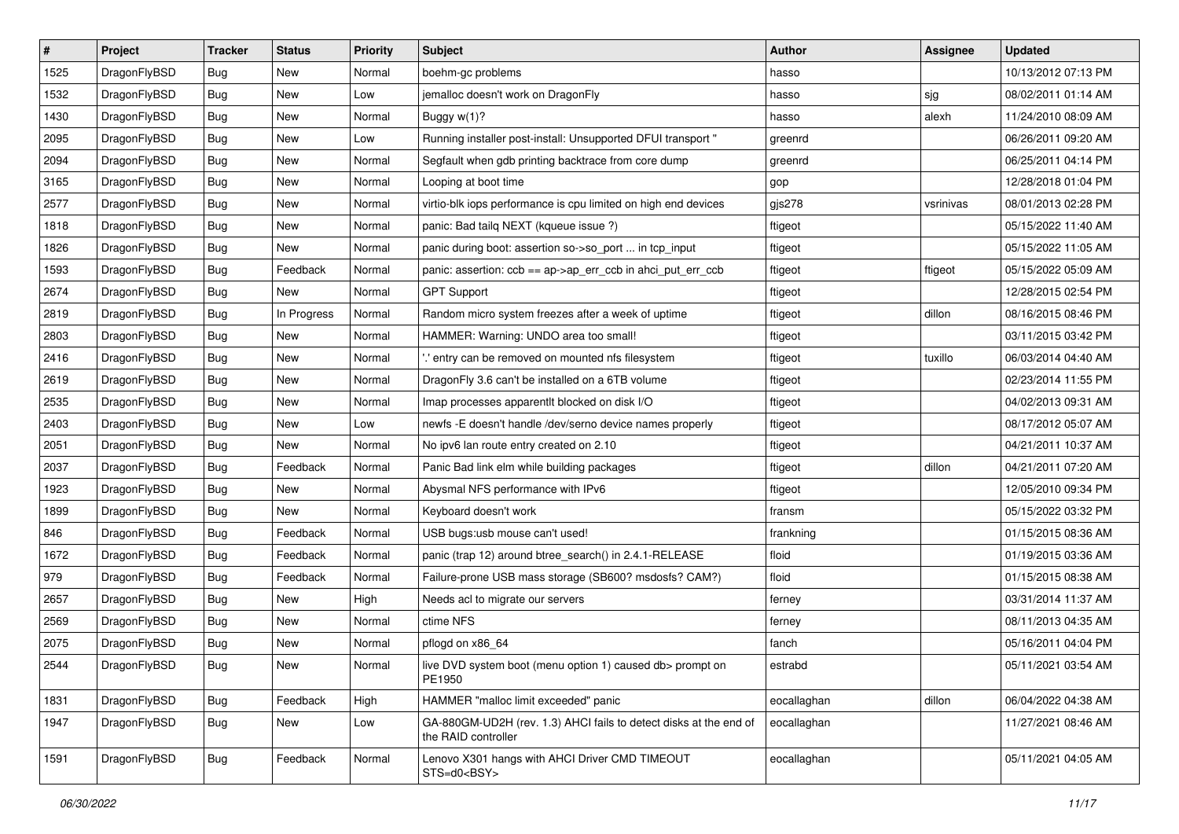| # | Project | Tracker | Status | Priority | Subject | Author | Assignee | Updated |
|---|---|---|---|---|---|---|---|---|
| 1525 | DragonFlyBSD | Bug | New | Normal | boehm-gc problems | hasso | | 10/13/2012 07:13 PM |
| 1532 | DragonFlyBSD | Bug | New | Low | jemalloc doesn't work on DragonFly | hasso | sjg | 08/02/2011 01:14 AM |
| 1430 | DragonFlyBSD | Bug | New | Normal | Buggy w(1)? | hasso | alexh | 11/24/2010 08:09 AM |
| 2095 | DragonFlyBSD | Bug | New | Low | Running installer post-install: Unsupported DFUI transport " | greenrd | | 06/26/2011 09:20 AM |
| 2094 | DragonFlyBSD | Bug | New | Normal | Segfault when gdb printing backtrace from core dump | greenrd | | 06/25/2011 04:14 PM |
| 3165 | DragonFlyBSD | Bug | New | Normal | Looping at boot time | gop | | 12/28/2018 01:04 PM |
| 2577 | DragonFlyBSD | Bug | New | Normal | virtio-blk iops performance is cpu limited on high end devices | gjs278 | vsrinivas | 08/01/2013 02:28 PM |
| 1818 | DragonFlyBSD | Bug | New | Normal | panic: Bad tailq NEXT (kqueue issue ?) | ftigeot | | 05/15/2022 11:40 AM |
| 1826 | DragonFlyBSD | Bug | New | Normal | panic during boot: assertion so->so_port ... in tcp_input | ftigeot | | 05/15/2022 11:05 AM |
| 1593 | DragonFlyBSD | Bug | Feedback | Normal | panic: assertion: ccb == ap->ap_err_ccb in ahci_put_err_ccb | ftigeot | ftigeot | 05/15/2022 05:09 AM |
| 2674 | DragonFlyBSD | Bug | New | Normal | GPT Support | ftigeot | | 12/28/2015 02:54 PM |
| 2819 | DragonFlyBSD | Bug | In Progress | Normal | Random micro system freezes after a week of uptime | ftigeot | dillon | 08/16/2015 08:46 PM |
| 2803 | DragonFlyBSD | Bug | New | Normal | HAMMER: Warning: UNDO area too small! | ftigeot | | 03/11/2015 03:42 PM |
| 2416 | DragonFlyBSD | Bug | New | Normal | '.' entry can be removed on mounted nfs filesystem | ftigeot | tuxillo | 06/03/2014 04:40 AM |
| 2619 | DragonFlyBSD | Bug | New | Normal | DragonFly 3.6 can't be installed on a 6TB volume | ftigeot | | 02/23/2014 11:55 PM |
| 2535 | DragonFlyBSD | Bug | New | Normal | Imap processes apparentlt blocked on disk I/O | ftigeot | | 04/02/2013 09:31 AM |
| 2403 | DragonFlyBSD | Bug | New | Low | newfs -E doesn't handle /dev/serno device names properly | ftigeot | | 08/17/2012 05:07 AM |
| 2051 | DragonFlyBSD | Bug | New | Normal | No ipv6 lan route entry created on 2.10 | ftigeot | | 04/21/2011 10:37 AM |
| 2037 | DragonFlyBSD | Bug | Feedback | Normal | Panic Bad link elm while building packages | ftigeot | dillon | 04/21/2011 07:20 AM |
| 1923 | DragonFlyBSD | Bug | New | Normal | Abysmal NFS performance with IPv6 | ftigeot | | 12/05/2010 09:34 PM |
| 1899 | DragonFlyBSD | Bug | New | Normal | Keyboard doesn't work | fransm | | 05/15/2022 03:32 PM |
| 846 | DragonFlyBSD | Bug | Feedback | Normal | USB bugs:usb mouse can't used! | frankning | | 01/15/2015 08:36 AM |
| 1672 | DragonFlyBSD | Bug | Feedback | Normal | panic (trap 12) around btree_search() in 2.4.1-RELEASE | floid | | 01/19/2015 03:36 AM |
| 979 | DragonFlyBSD | Bug | Feedback | Normal | Failure-prone USB mass storage (SB600? msdosfs? CAM?) | floid | | 01/15/2015 08:38 AM |
| 2657 | DragonFlyBSD | Bug | New | High | Needs acl to migrate our servers | ferney | | 03/31/2014 11:37 AM |
| 2569 | DragonFlyBSD | Bug | New | Normal | ctime NFS | ferney | | 08/11/2013 04:35 AM |
| 2075 | DragonFlyBSD | Bug | New | Normal | pflogd on x86_64 | fanch | | 05/16/2011 04:04 PM |
| 2544 | DragonFlyBSD | Bug | New | Normal | live DVD system boot (menu option 1) caused db> prompt on PE1950 | estrabd | | 05/11/2021 03:54 AM |
| 1831 | DragonFlyBSD | Bug | Feedback | High | HAMMER "malloc limit exceeded" panic | eocallaghan | dillon | 06/04/2022 04:38 AM |
| 1947 | DragonFlyBSD | Bug | New | Low | GA-880GM-UD2H (rev. 1.3) AHCI fails to detect disks at the end of the RAID controller | eocallaghan | | 11/27/2021 08:46 AM |
| 1591 | DragonFlyBSD | Bug | Feedback | Normal | Lenovo X301 hangs with AHCI Driver CMD TIMEOUT STS=d0<BSY> | eocallaghan | | 05/11/2021 04:05 AM |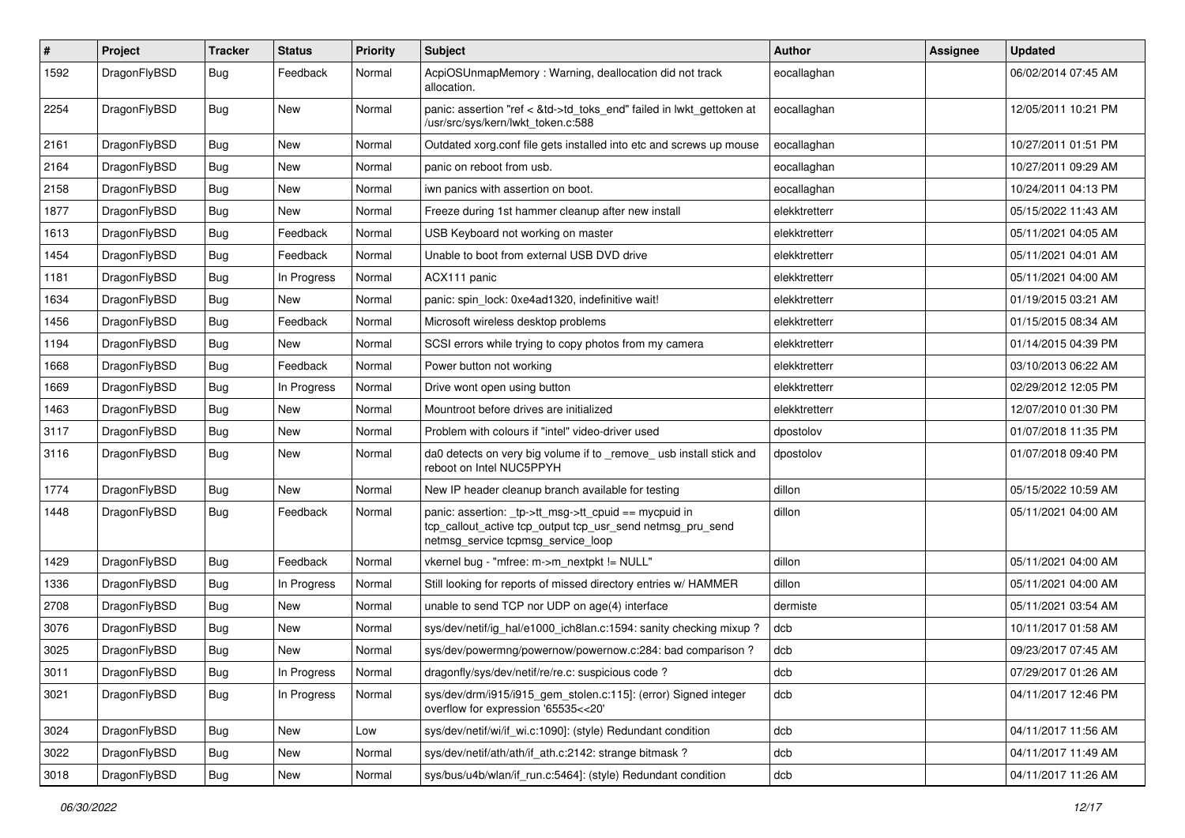| # | Project | Tracker | Status | Priority | Subject | Author | Assignee | Updated |
|---|---|---|---|---|---|---|---|---|
| 1592 | DragonFlyBSD | Bug | Feedback | Normal | AcpiOSUnmapMemory : Warning, deallocation did not track allocation. | eocallaghan | | 06/02/2014 07:45 AM |
| 2254 | DragonFlyBSD | Bug | New | Normal | panic: assertion "ref < &td->td_toks_end" failed in lwkt_gettoken at /usr/src/sys/kern/lwkt_token.c:588 | eocallaghan | | 12/05/2011 10:21 PM |
| 2161 | DragonFlyBSD | Bug | New | Normal | Outdated xorg.conf file gets installed into etc and screws up mouse | eocallaghan | | 10/27/2011 01:51 PM |
| 2164 | DragonFlyBSD | Bug | New | Normal | panic on reboot from usb. | eocallaghan | | 10/27/2011 09:29 AM |
| 2158 | DragonFlyBSD | Bug | New | Normal | iwn panics with assertion on boot. | eocallaghan | | 10/24/2011 04:13 PM |
| 1877 | DragonFlyBSD | Bug | New | Normal | Freeze during 1st hammer cleanup after new install | elekktretterr | | 05/15/2022 11:43 AM |
| 1613 | DragonFlyBSD | Bug | Feedback | Normal | USB Keyboard not working on master | elekktretterr | | 05/11/2021 04:05 AM |
| 1454 | DragonFlyBSD | Bug | Feedback | Normal | Unable to boot from external USB DVD drive | elekktretterr | | 05/11/2021 04:01 AM |
| 1181 | DragonFlyBSD | Bug | In Progress | Normal | ACX111 panic | elekktretterr | | 05/11/2021 04:00 AM |
| 1634 | DragonFlyBSD | Bug | New | Normal | panic: spin_lock: 0xe4ad1320, indefinitive wait! | elekktretterr | | 01/19/2015 03:21 AM |
| 1456 | DragonFlyBSD | Bug | Feedback | Normal | Microsoft wireless desktop problems | elekktretterr | | 01/15/2015 08:34 AM |
| 1194 | DragonFlyBSD | Bug | New | Normal | SCSI errors while trying to copy photos from my camera | elekktretterr | | 01/14/2015 04:39 PM |
| 1668 | DragonFlyBSD | Bug | Feedback | Normal | Power button not working | elekktretterr | | 03/10/2013 06:22 AM |
| 1669 | DragonFlyBSD | Bug | In Progress | Normal | Drive wont open using button | elekktretterr | | 02/29/2012 12:05 PM |
| 1463 | DragonFlyBSD | Bug | New | Normal | Mountroot before drives are initialized | elekktretterr | | 12/07/2010 01:30 PM |
| 3117 | DragonFlyBSD | Bug | New | Normal | Problem with colours if "intel" video-driver used | dpostolov | | 01/07/2018 11:35 PM |
| 3116 | DragonFlyBSD | Bug | New | Normal | da0 detects on very big volume if to _remove_ usb install stick and reboot on Intel NUC5PPYH | dpostolov | | 01/07/2018 09:40 PM |
| 1774 | DragonFlyBSD | Bug | New | Normal | New IP header cleanup branch available for testing | dillon | | 05/15/2022 10:59 AM |
| 1448 | DragonFlyBSD | Bug | Feedback | Normal | panic: assertion: _tp->tt_msg->tt_cpuid == mycpuid in tcp_callout_active tcp_output tcp_usr_send netmsg_pru_send netmsg_service tcpmsg_service_loop | dillon | | 05/11/2021 04:00 AM |
| 1429 | DragonFlyBSD | Bug | Feedback | Normal | vkernel bug - "mfree: m->m_nextpkt != NULL" | dillon | | 05/11/2021 04:00 AM |
| 1336 | DragonFlyBSD | Bug | In Progress | Normal | Still looking for reports of missed directory entries w/ HAMMER | dillon | | 05/11/2021 04:00 AM |
| 2708 | DragonFlyBSD | Bug | New | Normal | unable to send TCP nor UDP on age(4) interface | dermiste | | 05/11/2021 03:54 AM |
| 3076 | DragonFlyBSD | Bug | New | Normal | sys/dev/netif/ig_hal/e1000_ich8lan.c:1594: sanity checking mixup ? | dcb | | 10/11/2017 01:58 AM |
| 3025 | DragonFlyBSD | Bug | New | Normal | sys/dev/powermng/powernow/powernow.c:284: bad comparison ? | dcb | | 09/23/2017 07:45 AM |
| 3011 | DragonFlyBSD | Bug | In Progress | Normal | dragonfly/sys/dev/netif/re/re.c: suspicious code ? | dcb | | 07/29/2017 01:26 AM |
| 3021 | DragonFlyBSD | Bug | In Progress | Normal | sys/dev/drm/i915/i915_gem_stolen.c:115]: (error) Signed integer overflow for expression '65535<<20' | dcb | | 04/11/2017 12:46 PM |
| 3024 | DragonFlyBSD | Bug | New | Low | sys/dev/netif/wi/if_wi.c:1090]: (style) Redundant condition | dcb | | 04/11/2017 11:56 AM |
| 3022 | DragonFlyBSD | Bug | New | Normal | sys/dev/netif/ath/ath/if_ath.c:2142: strange bitmask ? | dcb | | 04/11/2017 11:49 AM |
| 3018 | DragonFlyBSD | Bug | New | Normal | sys/bus/u4b/wlan/if_run.c:5464]: (style) Redundant condition | dcb | | 04/11/2017 11:26 AM |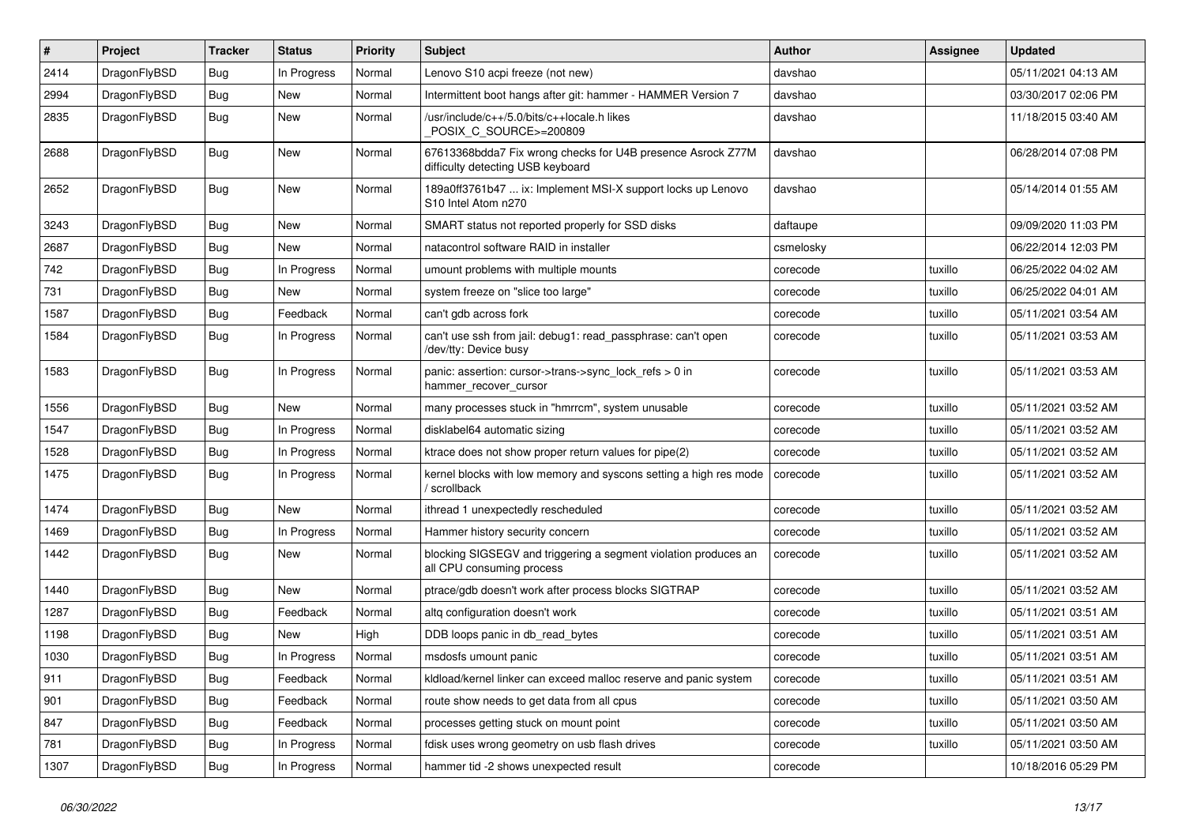| # | Project | Tracker | Status | Priority | Subject | Author | Assignee | Updated |
|---|---|---|---|---|---|---|---|---|
| 2414 | DragonFlyBSD | Bug | In Progress | Normal | Lenovo S10 acpi freeze (not new) | davshao | | 05/11/2021 04:13 AM |
| 2994 | DragonFlyBSD | Bug | New | Normal | Intermittent boot hangs after git: hammer - HAMMER Version 7 | davshao | | 03/30/2017 02:06 PM |
| 2835 | DragonFlyBSD | Bug | New | Normal | /usr/include/c++/5.0/bits/c++locale.h likes _POSIX_C_SOURCE>=200809 | davshao | | 11/18/2015 03:40 AM |
| 2688 | DragonFlyBSD | Bug | New | Normal | 67613368bdda7 Fix wrong checks for U4B presence Asrock Z77M difficulty detecting USB keyboard | davshao | | 06/28/2014 07:08 PM |
| 2652 | DragonFlyBSD | Bug | New | Normal | 189a0ff3761b47 ... ix: Implement MSI-X support locks up Lenovo S10 Intel Atom n270 | davshao | | 05/14/2014 01:55 AM |
| 3243 | DragonFlyBSD | Bug | New | Normal | SMART status not reported properly for SSD disks | daftaupe | | 09/09/2020 11:03 PM |
| 2687 | DragonFlyBSD | Bug | New | Normal | natacontrol software RAID in installer | csmelosky | | 06/22/2014 12:03 PM |
| 742 | DragonFlyBSD | Bug | In Progress | Normal | umount problems with multiple mounts | corecode | tuxillo | 06/25/2022 04:02 AM |
| 731 | DragonFlyBSD | Bug | New | Normal | system freeze on "slice too large" | corecode | tuxillo | 06/25/2022 04:01 AM |
| 1587 | DragonFlyBSD | Bug | Feedback | Normal | can't gdb across fork | corecode | tuxillo | 05/11/2021 03:54 AM |
| 1584 | DragonFlyBSD | Bug | In Progress | Normal | can't use ssh from jail: debug1: read_passphrase: can't open /dev/tty: Device busy | corecode | tuxillo | 05/11/2021 03:53 AM |
| 1583 | DragonFlyBSD | Bug | In Progress | Normal | panic: assertion: cursor->trans->sync_lock_refs > 0 in hammer_recover_cursor | corecode | tuxillo | 05/11/2021 03:53 AM |
| 1556 | DragonFlyBSD | Bug | New | Normal | many processes stuck in "hmrrcm", system unusable | corecode | tuxillo | 05/11/2021 03:52 AM |
| 1547 | DragonFlyBSD | Bug | In Progress | Normal | disklabel64 automatic sizing | corecode | tuxillo | 05/11/2021 03:52 AM |
| 1528 | DragonFlyBSD | Bug | In Progress | Normal | ktrace does not show proper return values for pipe(2) | corecode | tuxillo | 05/11/2021 03:52 AM |
| 1475 | DragonFlyBSD | Bug | In Progress | Normal | kernel blocks with low memory and syscons setting a high res mode / scrollback | corecode | tuxillo | 05/11/2021 03:52 AM |
| 1474 | DragonFlyBSD | Bug | New | Normal | ithread 1 unexpectedly rescheduled | corecode | tuxillo | 05/11/2021 03:52 AM |
| 1469 | DragonFlyBSD | Bug | In Progress | Normal | Hammer history security concern | corecode | tuxillo | 05/11/2021 03:52 AM |
| 1442 | DragonFlyBSD | Bug | New | Normal | blocking SIGSEGV and triggering a segment violation produces an all CPU consuming process | corecode | tuxillo | 05/11/2021 03:52 AM |
| 1440 | DragonFlyBSD | Bug | New | Normal | ptrace/gdb doesn't work after process blocks SIGTRAP | corecode | tuxillo | 05/11/2021 03:52 AM |
| 1287 | DragonFlyBSD | Bug | Feedback | Normal | altq configuration doesn't work | corecode | tuxillo | 05/11/2021 03:51 AM |
| 1198 | DragonFlyBSD | Bug | New | High | DDB loops panic in db_read_bytes | corecode | tuxillo | 05/11/2021 03:51 AM |
| 1030 | DragonFlyBSD | Bug | In Progress | Normal | msdosfs umount panic | corecode | tuxillo | 05/11/2021 03:51 AM |
| 911 | DragonFlyBSD | Bug | Feedback | Normal | kldload/kernel linker can exceed malloc reserve and panic system | corecode | tuxillo | 05/11/2021 03:51 AM |
| 901 | DragonFlyBSD | Bug | Feedback | Normal | route show needs to get data from all cpus | corecode | tuxillo | 05/11/2021 03:50 AM |
| 847 | DragonFlyBSD | Bug | Feedback | Normal | processes getting stuck on mount point | corecode | tuxillo | 05/11/2021 03:50 AM |
| 781 | DragonFlyBSD | Bug | In Progress | Normal | fdisk uses wrong geometry on usb flash drives | corecode | tuxillo | 05/11/2021 03:50 AM |
| 1307 | DragonFlyBSD | Bug | In Progress | Normal | hammer tid -2 shows unexpected result | corecode | | 10/18/2016 05:29 PM |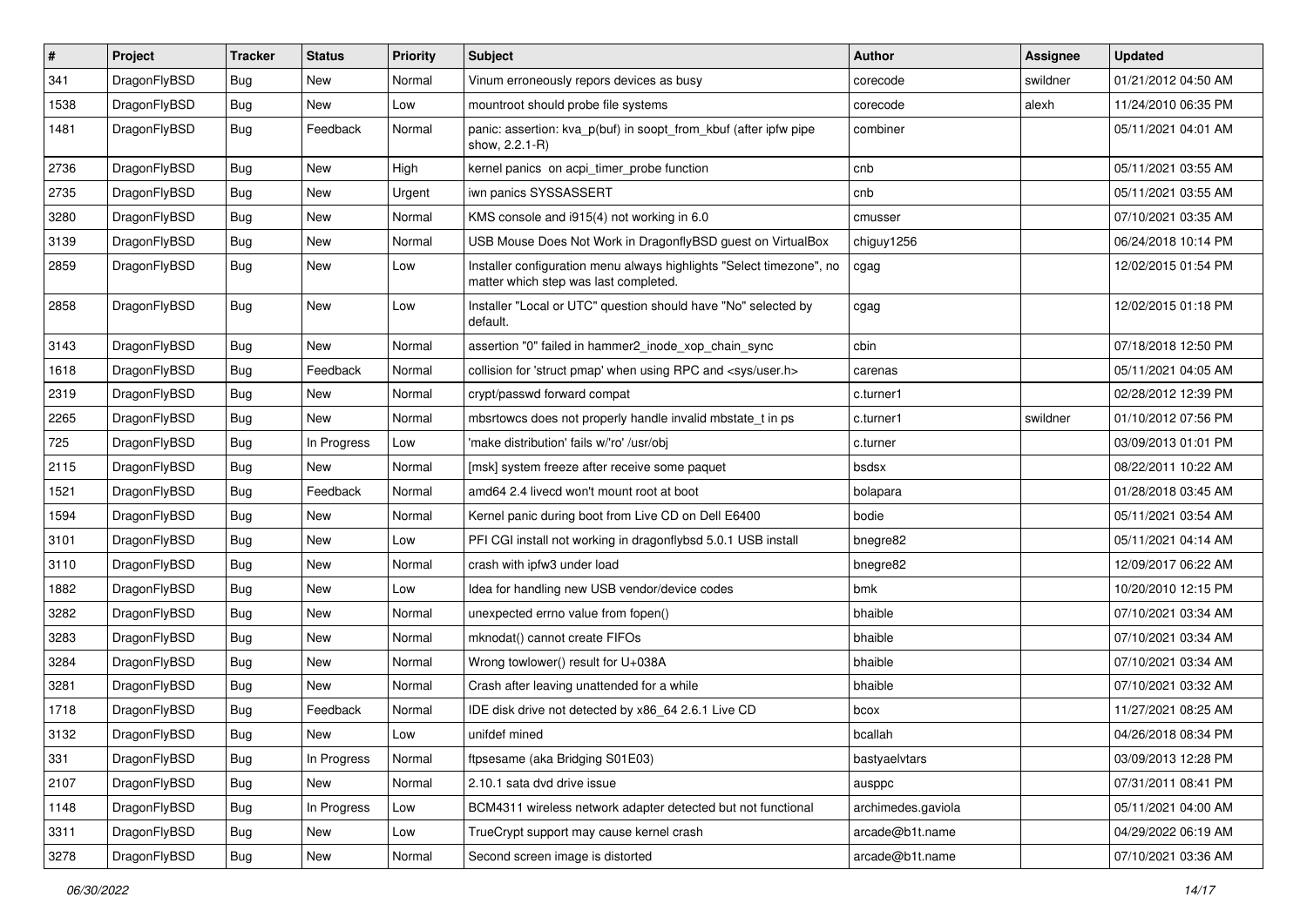| # | Project | Tracker | Status | Priority | Subject | Author | Assignee | Updated |
|---|---|---|---|---|---|---|---|---|
| 341 | DragonFlyBSD | Bug | New | Normal | Vinum erroneously repors devices as busy | corecode | swildner | 01/21/2012 04:50 AM |
| 1538 | DragonFlyBSD | Bug | New | Low | mountroot should probe file systems | corecode | alexh | 11/24/2010 06:35 PM |
| 1481 | DragonFlyBSD | Bug | Feedback | Normal | panic: assertion: kva_p(buf) in soopt_from_kbuf (after ipfw pipe show, 2.2.1-R) | combiner | | 05/11/2021 04:01 AM |
| 2736 | DragonFlyBSD | Bug | New | High | kernel panics on acpi_timer_probe function | cnb | | 05/11/2021 03:55 AM |
| 2735 | DragonFlyBSD | Bug | New | Urgent | iwn panics SYSSASSERT | cnb | | 05/11/2021 03:55 AM |
| 3280 | DragonFlyBSD | Bug | New | Normal | KMS console and i915(4) not working in 6.0 | cmusser | | 07/10/2021 03:35 AM |
| 3139 | DragonFlyBSD | Bug | New | Normal | USB Mouse Does Not Work in DragonflyBSD guest on VirtualBox | chiguy1256 | | 06/24/2018 10:14 PM |
| 2859 | DragonFlyBSD | Bug | New | Low | Installer configuration menu always highlights "Select timezone", no matter which step was last completed. | cgag | | 12/02/2015 01:54 PM |
| 2858 | DragonFlyBSD | Bug | New | Low | Installer "Local or UTC" question should have "No" selected by default. | cgag | | 12/02/2015 01:18 PM |
| 3143 | DragonFlyBSD | Bug | New | Normal | assertion "0" failed in hammer2_inode_xop_chain_sync | cbin | | 07/18/2018 12:50 PM |
| 1618 | DragonFlyBSD | Bug | Feedback | Normal | collision for 'struct pmap' when using RPC and <sys/user.h> | carenas | | 05/11/2021 04:05 AM |
| 2319 | DragonFlyBSD | Bug | New | Normal | crypt/passwd forward compat | c.turner1 | | 02/28/2012 12:39 PM |
| 2265 | DragonFlyBSD | Bug | New | Normal | mbsrtowcs does not properly handle invalid mbstate_t in ps | c.turner1 | swildner | 01/10/2012 07:56 PM |
| 725 | DragonFlyBSD | Bug | In Progress | Low | 'make distribution' fails w/'ro' /usr/obj | c.turner | | 03/09/2013 01:01 PM |
| 2115 | DragonFlyBSD | Bug | New | Normal | [msk] system freeze after receive some paquet | bsdsx | | 08/22/2011 10:22 AM |
| 1521 | DragonFlyBSD | Bug | Feedback | Normal | amd64 2.4 livecd won't mount root at boot | bolapara | | 01/28/2018 03:45 AM |
| 1594 | DragonFlyBSD | Bug | New | Normal | Kernel panic during boot from Live CD on Dell E6400 | bodie | | 05/11/2021 03:54 AM |
| 3101 | DragonFlyBSD | Bug | New | Low | PFI CGI install not working in dragonflybsd 5.0.1 USB install | bnegre82 | | 05/11/2021 04:14 AM |
| 3110 | DragonFlyBSD | Bug | New | Normal | crash with ipfw3 under load | bnegre82 | | 12/09/2017 06:22 AM |
| 1882 | DragonFlyBSD | Bug | New | Low | Idea for handling new USB vendor/device codes | bmk | | 10/20/2010 12:15 PM |
| 3282 | DragonFlyBSD | Bug | New | Normal | unexpected errno value from fopen() | bhaible | | 07/10/2021 03:34 AM |
| 3283 | DragonFlyBSD | Bug | New | Normal | mknodat() cannot create FIFOs | bhaible | | 07/10/2021 03:34 AM |
| 3284 | DragonFlyBSD | Bug | New | Normal | Wrong towlower() result for U+038A | bhaible | | 07/10/2021 03:34 AM |
| 3281 | DragonFlyBSD | Bug | New | Normal | Crash after leaving unattended for a while | bhaible | | 07/10/2021 03:32 AM |
| 1718 | DragonFlyBSD | Bug | Feedback | Normal | IDE disk drive not detected by x86_64 2.6.1 Live CD | bcox | | 11/27/2021 08:25 AM |
| 3132 | DragonFlyBSD | Bug | New | Low | unifdef mined | bcallah | | 04/26/2018 08:34 PM |
| 331 | DragonFlyBSD | Bug | In Progress | Normal | ftpsesame (aka Bridging S01E03) | bastyaelvtars | | 03/09/2013 12:28 PM |
| 2107 | DragonFlyBSD | Bug | New | Normal | 2.10.1 sata dvd drive issue | ausppc | | 07/31/2011 08:41 PM |
| 1148 | DragonFlyBSD | Bug | In Progress | Low | BCM4311 wireless network adapter detected but not functional | archimedes.gaviola | | 05/11/2021 04:00 AM |
| 3311 | DragonFlyBSD | Bug | New | Low | TrueCrypt support may cause kernel crash | arcade@b1t.name | | 04/29/2022 06:19 AM |
| 3278 | DragonFlyBSD | Bug | New | Normal | Second screen image is distorted | arcade@b1t.name | | 07/10/2021 03:36 AM |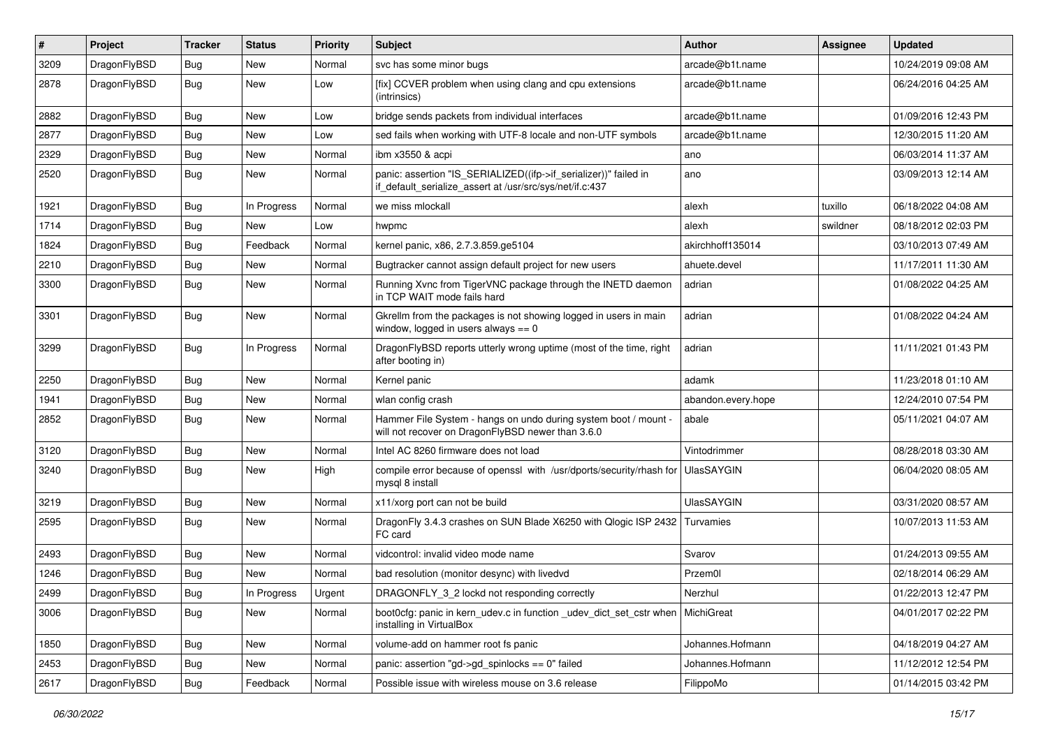| # | Project | Tracker | Status | Priority | Subject | Author | Assignee | Updated |
|---|---|---|---|---|---|---|---|---|
| 3209 | DragonFlyBSD | Bug | New | Normal | svc has some minor bugs | arcade@b1t.name | | 10/24/2019 09:08 AM |
| 2878 | DragonFlyBSD | Bug | New | Low | [fix] CCVER problem when using clang and cpu extensions (intrinsics) | arcade@b1t.name | | 06/24/2016 04:25 AM |
| 2882 | DragonFlyBSD | Bug | New | Low | bridge sends packets from individual interfaces | arcade@b1t.name | | 01/09/2016 12:43 PM |
| 2877 | DragonFlyBSD | Bug | New | Low | sed fails when working with UTF-8 locale and non-UTF symbols | arcade@b1t.name | | 12/30/2015 11:20 AM |
| 2329 | DragonFlyBSD | Bug | New | Normal | ibm x3550 & acpi | ano | | 06/03/2014 11:37 AM |
| 2520 | DragonFlyBSD | Bug | New | Normal | panic: assertion "IS_SERIALIZED((ifp->if_serializer))" failed in if_default_serialize_assert at /usr/src/sys/net/if.c:437 | ano | | 03/09/2013 12:14 AM |
| 1921 | DragonFlyBSD | Bug | In Progress | Normal | we miss mlockall | alexh | tuxillo | 06/18/2022 04:08 AM |
| 1714 | DragonFlyBSD | Bug | New | Low | hwpmc | alexh | swildner | 08/18/2012 02:03 PM |
| 1824 | DragonFlyBSD | Bug | Feedback | Normal | kernel panic, x86, 2.7.3.859.ge5104 | akirchhoff135014 | | 03/10/2013 07:49 AM |
| 2210 | DragonFlyBSD | Bug | New | Normal | Bugtracker cannot assign default project for new users | ahuete.devel | | 11/17/2011 11:30 AM |
| 3300 | DragonFlyBSD | Bug | New | Normal | Running Xvnc from TigerVNC package through the INETD daemon in TCP WAIT mode fails hard | adrian | | 01/08/2022 04:25 AM |
| 3301 | DragonFlyBSD | Bug | New | Normal | Gkrellm from the packages is not showing logged in users in main window, logged in users always == 0 | adrian | | 01/08/2022 04:24 AM |
| 3299 | DragonFlyBSD | Bug | In Progress | Normal | DragonFlyBSD reports utterly wrong uptime (most of the time, right after booting in) | adrian | | 11/11/2021 01:43 PM |
| 2250 | DragonFlyBSD | Bug | New | Normal | Kernel panic | adamk | | 11/23/2018 01:10 AM |
| 1941 | DragonFlyBSD | Bug | New | Normal | wlan config crash | abandon.every.hope | | 12/24/2010 07:54 PM |
| 2852 | DragonFlyBSD | Bug | New | Normal | Hammer File System - hangs on undo during system boot / mount - will not recover on DragonFlyBSD newer than 3.6.0 | abale | | 05/11/2021 04:07 AM |
| 3120 | DragonFlyBSD | Bug | New | Normal | Intel AC 8260 firmware does not load | Vintodrimmer | | 08/28/2018 03:30 AM |
| 3240 | DragonFlyBSD | Bug | New | High | compile error because of openssl with /usr/dports/security/rhash for mysql 8 install | UlasSAYGIN | | 06/04/2020 08:05 AM |
| 3219 | DragonFlyBSD | Bug | New | Normal | x11/xorg port can not be build | UlasSAYGIN | | 03/31/2020 08:57 AM |
| 2595 | DragonFlyBSD | Bug | New | Normal | DragonFly 3.4.3 crashes on SUN Blade X6250 with Qlogic ISP 2432 FC card | Turvamies | | 10/07/2013 11:53 AM |
| 2493 | DragonFlyBSD | Bug | New | Normal | vidcontrol: invalid video mode name | Svarov | | 01/24/2013 09:55 AM |
| 1246 | DragonFlyBSD | Bug | New | Normal | bad resolution (monitor desync) with livedvd | Przem0l | | 02/18/2014 06:29 AM |
| 2499 | DragonFlyBSD | Bug | In Progress | Urgent | DRAGONFLY_3_2 lockd not responding correctly | Nerzhul | | 01/22/2013 12:47 PM |
| 3006 | DragonFlyBSD | Bug | New | Normal | boot0cfg: panic in kern_udev.c in function _udev_dict_set_cstr when installing in VirtualBox | MichiGreat | | 04/01/2017 02:22 PM |
| 1850 | DragonFlyBSD | Bug | New | Normal | volume-add on hammer root fs panic | Johannes.Hofmann | | 04/18/2019 04:27 AM |
| 2453 | DragonFlyBSD | Bug | New | Normal | panic: assertion "gd->gd_spinlocks == 0" failed | Johannes.Hofmann | | 11/12/2012 12:54 PM |
| 2617 | DragonFlyBSD | Bug | Feedback | Normal | Possible issue with wireless mouse on 3.6 release | FilippoMo | | 01/14/2015 03:42 PM |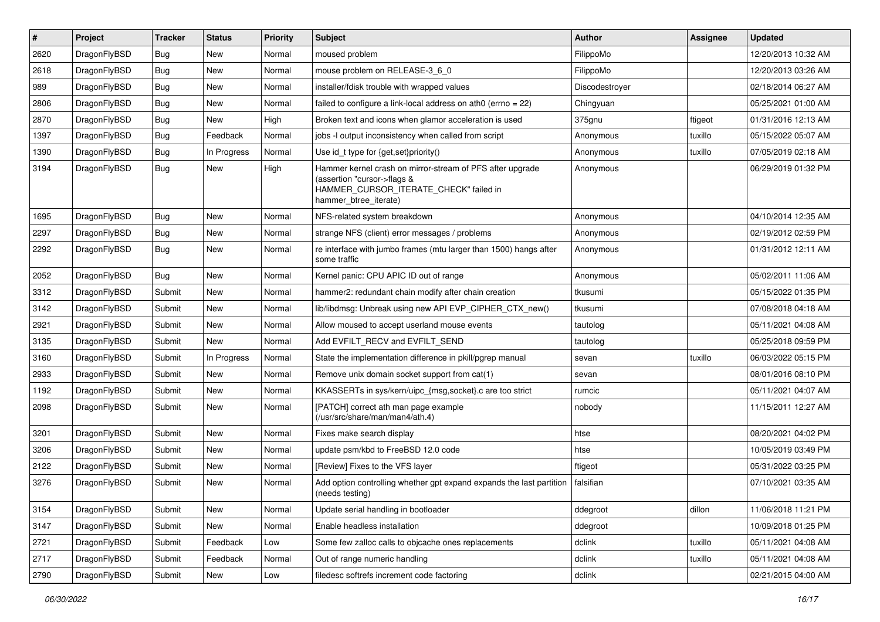| # | Project | Tracker | Status | Priority | Subject | Author | Assignee | Updated |
|---|---|---|---|---|---|---|---|---|
| 2620 | DragonFlyBSD | Bug | New | Normal | moused problem | FilippoMo | | 12/20/2013 10:32 AM |
| 2618 | DragonFlyBSD | Bug | New | Normal | mouse problem on RELEASE-3_6_0 | FilippoMo | | 12/20/2013 03:26 AM |
| 989 | DragonFlyBSD | Bug | New | Normal | installer/fdisk trouble with wrapped values | Discodestroyer | | 02/18/2014 06:27 AM |
| 2806 | DragonFlyBSD | Bug | New | Normal | failed to configure a link-local address on ath0 (errno = 22) | Chingyuan | | 05/25/2021 01:00 AM |
| 2870 | DragonFlyBSD | Bug | New | High | Broken text and icons when glamor acceleration is used | 375gnu | ftigeot | 01/31/2016 12:13 AM |
| 1397 | DragonFlyBSD | Bug | Feedback | Normal | jobs -l output inconsistency when called from script | Anonymous | tuxillo | 05/15/2022 05:07 AM |
| 1390 | DragonFlyBSD | Bug | In Progress | Normal | Use id_t type for {get,set}priority() | Anonymous | tuxillo | 07/05/2019 02:18 AM |
| 3194 | DragonFlyBSD | Bug | New | High | Hammer kernel crash on mirror-stream of PFS after upgrade (assertion "cursor->flags & HAMMER_CURSOR_ITERATE_CHECK" failed in hammer_btree_iterate) | Anonymous | | 06/29/2019 01:32 PM |
| 1695 | DragonFlyBSD | Bug | New | Normal | NFS-related system breakdown | Anonymous | | 04/10/2014 12:35 AM |
| 2297 | DragonFlyBSD | Bug | New | Normal | strange NFS (client) error messages / problems | Anonymous | | 02/19/2012 02:59 PM |
| 2292 | DragonFlyBSD | Bug | New | Normal | re interface with jumbo frames (mtu larger than 1500) hangs after some traffic | Anonymous | | 01/31/2012 12:11 AM |
| 2052 | DragonFlyBSD | Bug | New | Normal | Kernel panic: CPU APIC ID out of range | Anonymous | | 05/02/2011 11:06 AM |
| 3312 | DragonFlyBSD | Submit | New | Normal | hammer2: redundant chain modify after chain creation | tkusumi | | 05/15/2022 01:35 PM |
| 3142 | DragonFlyBSD | Submit | New | Normal | lib/libdmsg: Unbreak using new API EVP_CIPHER_CTX_new() | tkusumi | | 07/08/2018 04:18 AM |
| 2921 | DragonFlyBSD | Submit | New | Normal | Allow moused to accept userland mouse events | tautolog | | 05/11/2021 04:08 AM |
| 3135 | DragonFlyBSD | Submit | New | Normal | Add EVFILT_RECV and EVFILT_SEND | tautolog | | 05/25/2018 09:59 PM |
| 3160 | DragonFlyBSD | Submit | In Progress | Normal | State the implementation difference in pkill/pgrep manual | sevan | tuxillo | 06/03/2022 05:15 PM |
| 2933 | DragonFlyBSD | Submit | New | Normal | Remove unix domain socket support from cat(1) | sevan | | 08/01/2016 08:10 PM |
| 1192 | DragonFlyBSD | Submit | New | Normal | KKASSERTs in sys/kern/uipc_{msg,socket}.c are too strict | rumcic | | 05/11/2021 04:07 AM |
| 2098 | DragonFlyBSD | Submit | New | Normal | [PATCH] correct ath man page example (/usr/src/share/man/man4/ath.4) | nobody | | 11/15/2011 12:27 AM |
| 3201 | DragonFlyBSD | Submit | New | Normal | Fixes make search display | htse | | 08/20/2021 04:02 PM |
| 3206 | DragonFlyBSD | Submit | New | Normal | update psm/kbd to FreeBSD 12.0 code | htse | | 10/05/2019 03:49 PM |
| 2122 | DragonFlyBSD | Submit | New | Normal | [Review] Fixes to the VFS layer | ftigeot | | 05/31/2022 03:25 PM |
| 3276 | DragonFlyBSD | Submit | New | Normal | Add option controlling whether gpt expand expands the last partition (needs testing) | falsifian | | 07/10/2021 03:35 AM |
| 3154 | DragonFlyBSD | Submit | New | Normal | Update serial handling in bootloader | ddegroot | dillon | 11/06/2018 11:21 PM |
| 3147 | DragonFlyBSD | Submit | New | Normal | Enable headless installation | ddegroot | | 10/09/2018 01:25 PM |
| 2721 | DragonFlyBSD | Submit | Feedback | Low | Some few zalloc calls to objcache ones replacements | dclink | tuxillo | 05/11/2021 04:08 AM |
| 2717 | DragonFlyBSD | Submit | Feedback | Normal | Out of range numeric handling | dclink | tuxillo | 05/11/2021 04:08 AM |
| 2790 | DragonFlyBSD | Submit | New | Low | filedesc softrefs increment code factoring | dclink | | 02/21/2015 04:00 AM |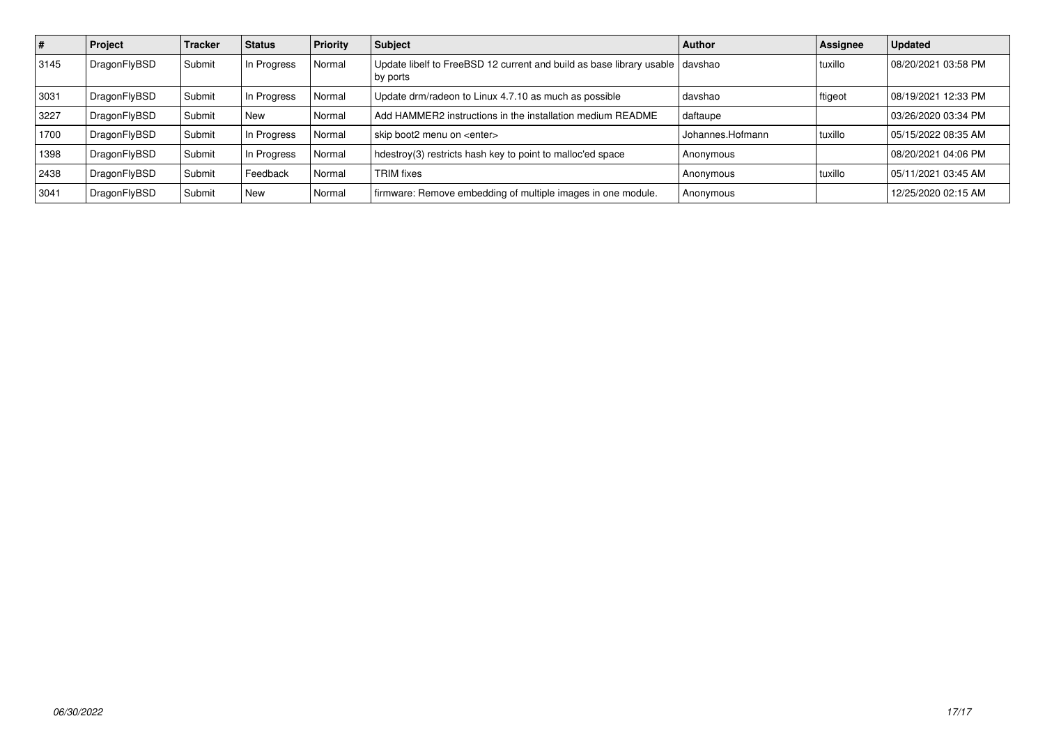| # | Project | Tracker | Status | Priority | Subject | Author | Assignee | Updated |
|---|---|---|---|---|---|---|---|---|
| 3145 | DragonFlyBSD | Submit | In Progress | Normal | Update libelf to FreeBSD 12 current and build as base library usable by ports | davshao | tuxillo | 08/20/2021 03:58 PM |
| 3031 | DragonFlyBSD | Submit | In Progress | Normal | Update drm/radeon to Linux 4.7.10 as much as possible | davshao | ftigeot | 08/19/2021 12:33 PM |
| 3227 | DragonFlyBSD | Submit | New | Normal | Add HAMMER2 instructions in the installation medium README | daftaupe | | 03/26/2020 03:34 PM |
| 1700 | DragonFlyBSD | Submit | In Progress | Normal | skip boot2 menu on <enter> | Johannes.Hofmann | tuxillo | 05/15/2022 08:35 AM |
| 1398 | DragonFlyBSD | Submit | In Progress | Normal | hdestroy(3) restricts hash key to point to malloc'ed space | Anonymous | | 08/20/2021 04:06 PM |
| 2438 | DragonFlyBSD | Submit | Feedback | Normal | TRIM fixes | Anonymous | tuxillo | 05/11/2021 03:45 AM |
| 3041 | DragonFlyBSD | Submit | New | Normal | firmware: Remove embedding of multiple images in one module. | Anonymous | | 12/25/2020 02:15 AM |